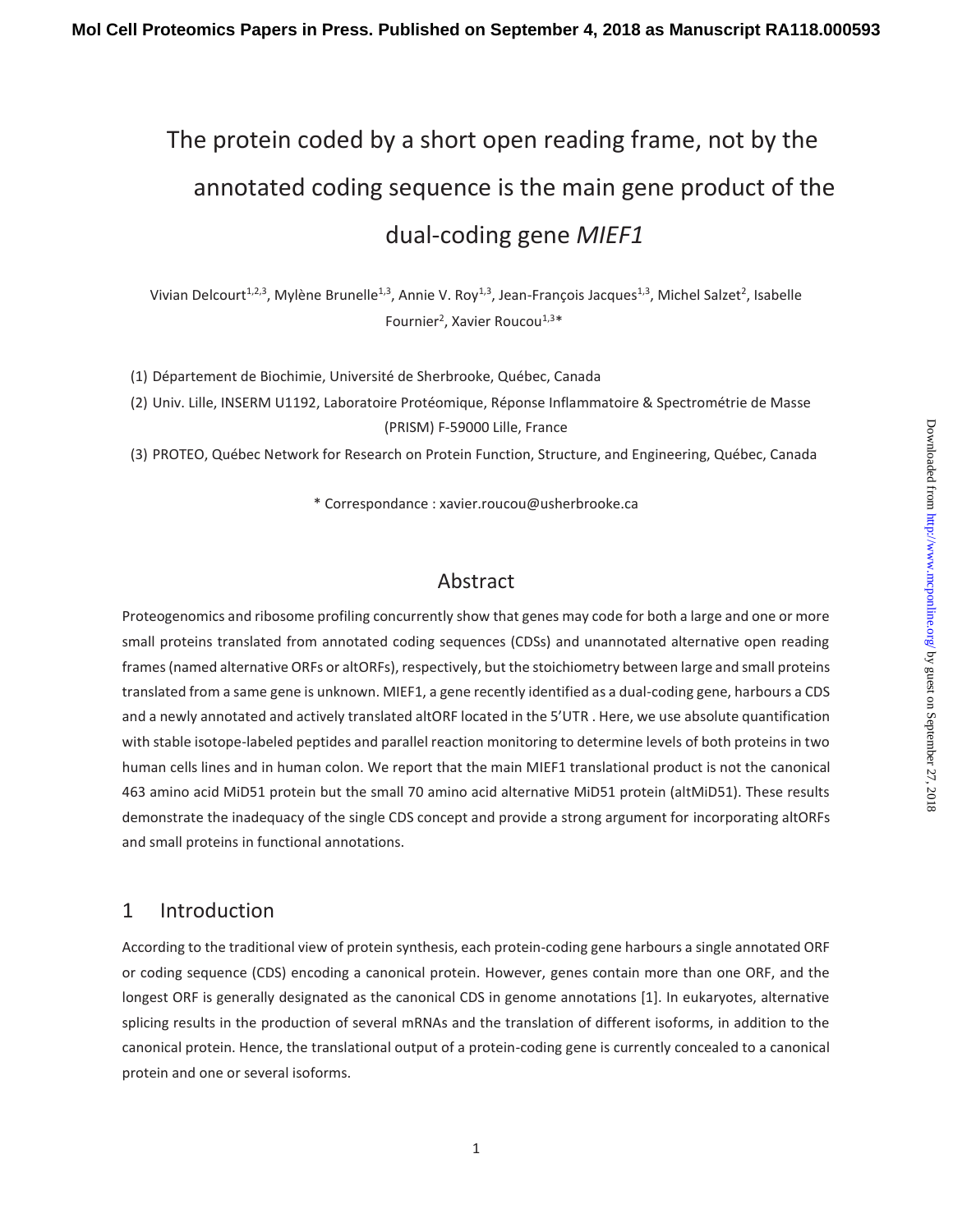# The protein coded by a short open reading frame, not by the annotated coding sequence is the main gene product of the dual-coding gene *MIEF1*

Vivian Delcourt[1,2,3], Mylène Brunelle[1,3], Annie V. Roy[1,3], Jean-François Jacques[1,3], Michel Salzet[2], Isabelle Fournier[2], Xavier Roucou[1,3]*

(1) Département de Biochimie, Université de Sherbrooke, Québec, Canada

(2) Univ. Lille, INSERM U1192, Laboratoire Protéomique, Réponse Inflammatoire & Spectrométrie de Masse (PRISM) F-59000 Lille, France

(3) PROTEO, Québec Network for Research on Protein Function, Structure, and Engineering, Québec, Canada

\* Correspondance : xavier.roucou@usherbrooke.ca

## Abstract

Proteogenomics and ribosome profiling concurrently show that genes may code for both a large and one or more small proteins translated from annotated coding sequences (CDSs) and unannotated alternative open reading frames (named alternative ORFs or altORFs), respectively, but the stoichiometry between large and small proteins translated from a same gene is unknown. MIEF1, a gene recently identified as a dual-coding gene, harbours a CDS and a newly annotated and actively translated altORF located in the 5'UTR . Here, we use absolute quantification with stable isotope-labeled peptides and parallel reaction monitoring to determine levels of both proteins in two human cells lines and in human colon. We report that the main MIEF1 translational product is not the canonical 463 amino acid MiD51 protein but the small 70 amino acid alternative MiD51 protein (altMiD51). These results demonstrate the inadequacy of the single CDS concept and provide a strong argument for incorporating altORFs and small proteins in functional annotations.

## 1 Introduction

According to the traditional view of protein synthesis, each protein-coding gene harbours a single annotated ORF or coding sequence (CDS) encoding a canonical protein. However, genes contain more than one ORF, and the longest ORF is generally designated as the canonical CDS in genome annotations [1]. In eukaryotes, alternative splicing results in the production of several mRNAs and the translation of different isoforms, in addition to the canonical protein. Hence, the translational output of a protein-coding gene is currently concealed to a canonical protein and one or several isoforms.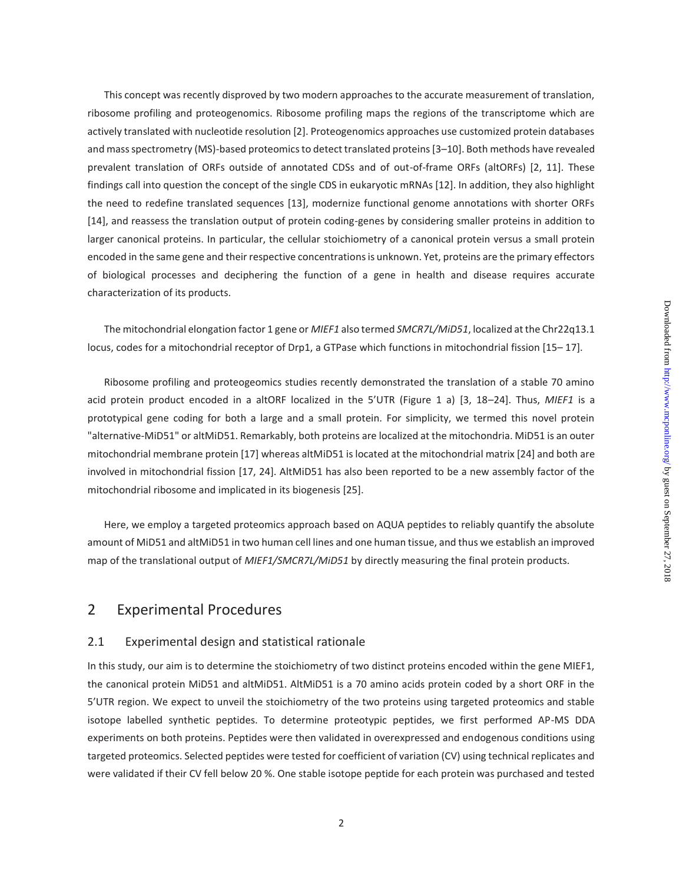This concept was recently disproved by two modern approaches to the accurate measurement of translation, ribosome profiling and proteogenomics. Ribosome profiling maps the regions of the transcriptome which are actively translated with nucleotide resolution [2]. Proteogenomics approaches use customized protein databases and mass spectrometry (MS)-based proteomics to detect translated proteins [3–10]. Both methods have revealed prevalent translation of ORFs outside of annotated CDSs and of out-of-frame ORFs (altORFs) [2, 11]. These findings call into question the concept of the single CDS in eukaryotic mRNAs [12]. In addition, they also highlight the need to redefine translated sequences [13], modernize functional genome annotations with shorter ORFs [14], and reassess the translation output of protein coding-genes by considering smaller proteins in addition to larger canonical proteins. In particular, the cellular stoichiometry of a canonical protein versus a small protein encoded in the same gene and their respective concentrations is unknown. Yet, proteins are the primary effectors of biological processes and deciphering the function of a gene in health and disease requires accurate characterization of its products.

The mitochondrial elongation factor 1 gene or *MIEF1* also termed *SMCR7L/MiD51*, localized at the Chr22q13.1 locus, codes for a mitochondrial receptor of Drp1, a GTPase which functions in mitochondrial fission [15– 17].

Ribosome profiling and proteogeomics studies recently demonstrated the translation of a stable 70 amino acid protein product encoded in a altORF localized in the 5'UTR (Figure 1 a) [3, 18–24]. Thus, *MIEF1* is a prototypical gene coding for both a large and a small protein. For simplicity, we termed this novel protein "alternative-MiD51" or altMiD51. Remarkably, both proteins are localized at the mitochondria. MiD51 is an outer mitochondrial membrane protein [17] whereas altMiD51 is located at the mitochondrial matrix [24] and both are involved in mitochondrial fission [17, 24]. AltMiD51 has also been reported to be a new assembly factor of the mitochondrial ribosome and implicated in its biogenesis [25].

Here, we employ a targeted proteomics approach based on AQUA peptides to reliably quantify the absolute amount of MiD51 and altMiD51 in two human cell lines and one human tissue, and thus we establish an improved map of the translational output of *MIEF1/SMCR7L/MiD51* by directly measuring the final protein products.

## 2 Experimental Procedures

### 2.1 Experimental design and statistical rationale

In this study, our aim is to determine the stoichiometry of two distinct proteins encoded within the gene MIEF1, the canonical protein MiD51 and altMiD51. AltMiD51 is a 70 amino acids protein coded by a short ORF in the 5'UTR region. We expect to unveil the stoichiometry of the two proteins using targeted proteomics and stable isotope labelled synthetic peptides. To determine proteotypic peptides, we first performed AP-MS DDA experiments on both proteins. Peptides were then validated in overexpressed and endogenous conditions using targeted proteomics. Selected peptides were tested for coefficient of variation (CV) using technical replicates and were validated if their CV fell below 20 %. One stable isotope peptide for each protein was purchased and tested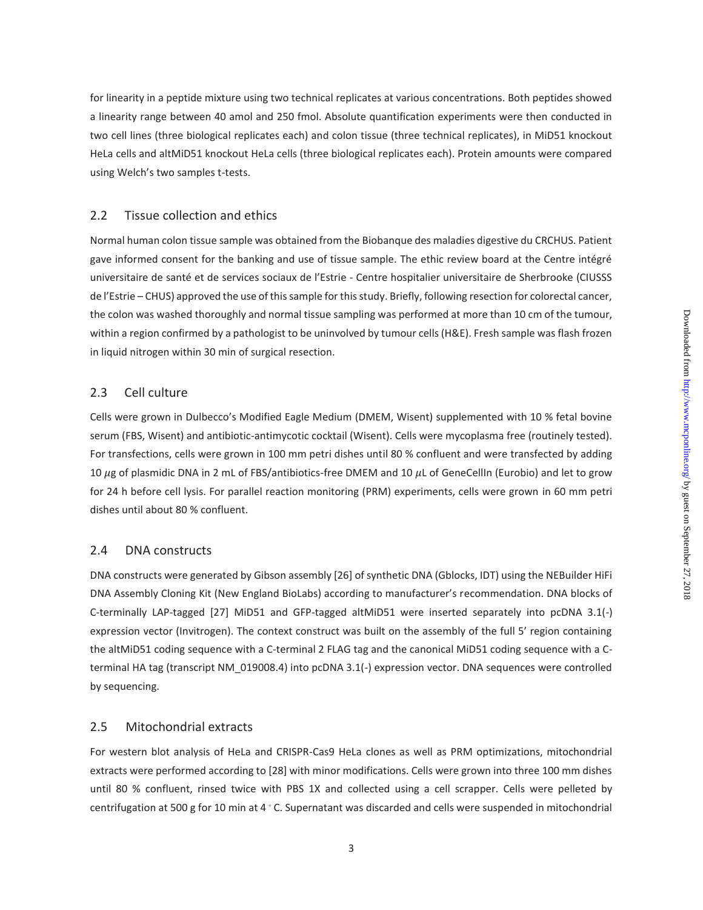for linearity in a peptide mixture using two technical replicates at various concentrations. Both peptides showed a linearity range between 40 amol and 250 fmol. Absolute quantification experiments were then conducted in two cell lines (three biological replicates each) and colon tissue (three technical replicates), in MiD51 knockout HeLa cells and altMiD51 knockout HeLa cells (three biological replicates each). Protein amounts were compared using Welch's two samples t-tests.

## 2.2 Tissue collection and ethics

Normal human colon tissue sample was obtained from the Biobanque des maladies digestive du CRCHUS. Patient gave informed consent for the banking and use of tissue sample. The ethic review board at the Centre intégré universitaire de santé et de services sociaux de l'Estrie - Centre hospitalier universitaire de Sherbrooke (CIUSSS de l'Estrie – CHUS) approved the use of this sample for this study. Briefly, following resection for colorectal cancer, the colon was washed thoroughly and normal tissue sampling was performed at more than 10 cm of the tumour, within a region confirmed by a pathologist to be uninvolved by tumour cells (H&E). Fresh sample was flash frozen in liquid nitrogen within 30 min of surgical resection.

## 2.3 Cell culture

Cells were grown in Dulbecco's Modified Eagle Medium (DMEM, Wisent) supplemented with 10 % fetal bovine serum (FBS, Wisent) and antibiotic-antimycotic cocktail (Wisent). Cells were mycoplasma free (routinely tested). For transfections, cells were grown in 100 mm petri dishes until 80 % confluent and were transfected by adding 10 $\mu$g of plasmidic DNA in 2 mL of FBS/antibiotics-free DMEM and 10 $\mu$L of GeneCellIn (Eurobio) and let to grow for 24 h before cell lysis. For parallel reaction monitoring (PRM) experiments, cells were grown in 60 mm petri dishes until about 80 % confluent.

## 2.4 DNA constructs

DNA constructs were generated by Gibson assembly [26] of synthetic DNA (Gblocks, IDT) using the NEBuilder HiFi DNA Assembly Cloning Kit (New England BioLabs) according to manufacturer's recommendation. DNA blocks of C-terminally LAP-tagged [27] MiD51 and GFP-tagged altMiD51 were inserted separately into pcDNA 3.1(-) expression vector (Invitrogen). The context construct was built on the assembly of the full 5' region containing the altMiD51 coding sequence with a C-terminal 2 FLAG tag and the canonical MiD51 coding sequence with a C-terminal HA tag (transcript NM_019008.4) into pcDNA 3.1(-) expression vector. DNA sequences were controlled by sequencing.

## 2.5 Mitochondrial extracts

For western blot analysis of HeLa and CRISPR-Cas9 HeLa clones as well as PRM optimizations, mitochondrial extracts were performed according to [28] with minor modifications. Cells were grown into three 100 mm dishes until 80 % confluent, rinsed twice with PBS 1X and collected using a cell scrapper. Cells were pelleted by centrifugation at 500 g for 10 min at 4 $^{\circ}$C. Supernatant was discarded and cells were suspended in mitochondrial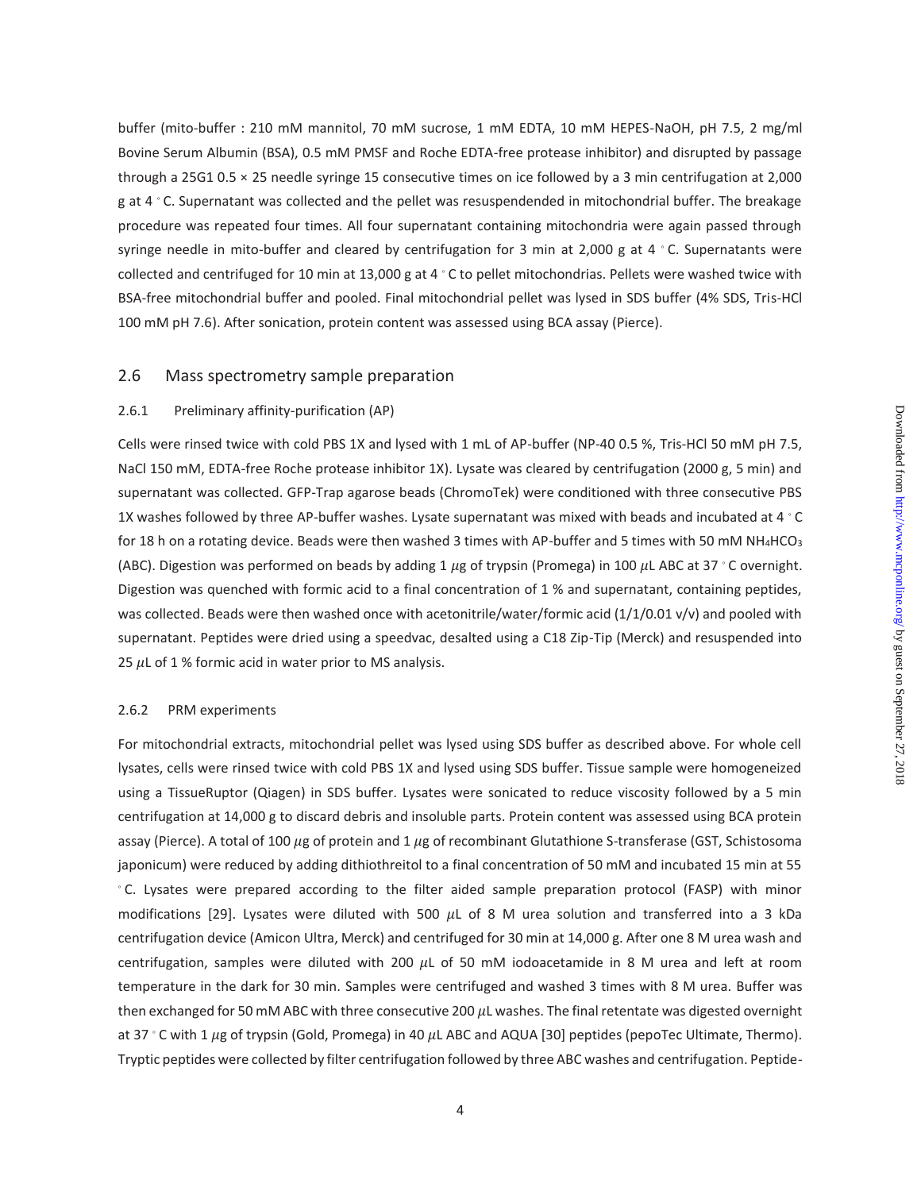buffer (mito-buffer : 210 mM mannitol, 70 mM sucrose, 1 mM EDTA, 10 mM HEPES-NaOH, pH 7.5, 2 mg/ml Bovine Serum Albumin (BSA), 0.5 mM PMSF and Roche EDTA-free protease inhibitor) and disrupted by passage through a 25G1 0.5 × 25 needle syringe 15 consecutive times on ice followed by a 3 min centrifugation at 2,000 g at 4 °C. Supernatant was collected and the pellet was resuspendended in mitochondrial buffer. The breakage procedure was repeated four times. All four supernatant containing mitochondria were again passed through syringe needle in mito-buffer and cleared by centrifugation for 3 min at 2,000 g at 4 °C. Supernatants were collected and centrifuged for 10 min at 13,000 g at 4 °C to pellet mitochondrias. Pellets were washed twice with BSA-free mitochondrial buffer and pooled. Final mitochondrial pellet was lysed in SDS buffer (4% SDS, Tris-HCl 100 mM pH 7.6). After sonication, protein content was assessed using BCA assay (Pierce).

## 2.6 Mass spectrometry sample preparation

### 2.6.1 Preliminary affinity-purification (AP)

Cells were rinsed twice with cold PBS 1X and lysed with 1 mL of AP-buffer (NP-40 0.5 %, Tris-HCl 50 mM pH 7.5, NaCl 150 mM, EDTA-free Roche protease inhibitor 1X). Lysate was cleared by centrifugation (2000 g, 5 min) and supernatant was collected. GFP-Trap agarose beads (ChromoTek) were conditioned with three consecutive PBS 1X washes followed by three AP-buffer washes. Lysate supernatant was mixed with beads and incubated at 4 °C for 18 h on a rotating device. Beads were then washed 3 times with AP-buffer and 5 times with 50 mM $NH_4HCO_3$ (ABC). Digestion was performed on beads by adding 1 $\mu$g of trypsin (Promega) in 100 $\mu$L ABC at 37 °C overnight. Digestion was quenched with formic acid to a final concentration of 1 % and supernatant, containing peptides, was collected. Beads were then washed once with acetonitrile/water/formic acid (1/1/0.01 v/v) and pooled with supernatant. Peptides were dried using a speedvac, desalted using a C18 Zip-Tip (Merck) and resuspended into 25 $\mu$L of 1 % formic acid in water prior to MS analysis.

### 2.6.2 PRM experiments

For mitochondrial extracts, mitochondrial pellet was lysed using SDS buffer as described above. For whole cell lysates, cells were rinsed twice with cold PBS 1X and lysed using SDS buffer. Tissue sample were homogeneized using a TissueRuptor (Qiagen) in SDS buffer. Lysates were sonicated to reduce viscosity followed by a 5 min centrifugation at 14,000 g to discard debris and insoluble parts. Protein content was assessed using BCA protein assay (Pierce). A total of 100 $\mu$g of protein and 1 $\mu$g of recombinant Glutathione S-transferase (GST, Schistosoma japonicum) were reduced by adding dithiothreitol to a final concentration of 50 mM and incubated 15 min at 55 °C. Lysates were prepared according to the filter aided sample preparation protocol (FASP) with minor modifications [29]. Lysates were diluted with 500 $\mu$L of 8 M urea solution and transferred into a 3 kDa centrifugation device (Amicon Ultra, Merck) and centrifuged for 30 min at 14,000 g. After one 8 M urea wash and centrifugation, samples were diluted with 200 $\mu$L of 50 mM iodoacetamide in 8 M urea and left at room temperature in the dark for 30 min. Samples were centrifuged and washed 3 times with 8 M urea. Buffer was then exchanged for 50 mM ABC with three consecutive 200 $\mu$L washes. The final retentate was digested overnight at 37 °C with 1 $\mu$g of trypsin (Gold, Promega) in 40 $\mu$L ABC and AQUA [30] peptides (pepoTec Ultimate, Thermo). Tryptic peptides were collected by filter centrifugation followed by three ABC washes and centrifugation. Peptide-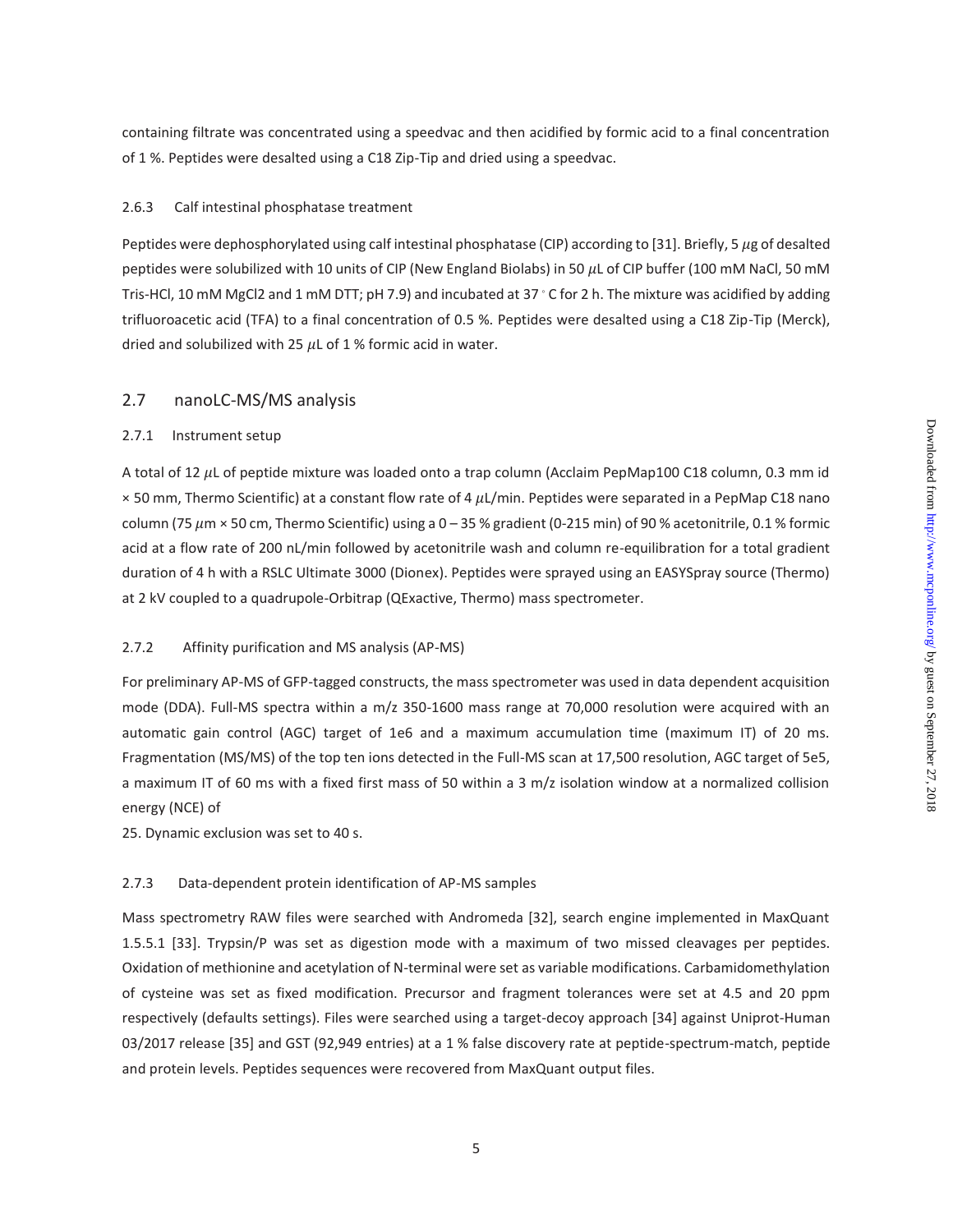containing filtrate was concentrated using a speedvac and then acidified by formic acid to a final concentration of 1 %. Peptides were desalted using a C18 Zip-Tip and dried using a speedvac.

#### 2.6.3 Calf intestinal phosphatase treatment

Peptides were dephosphorylated using calf intestinal phosphatase (CIP) according to [31]. Briefly, 5 $\mu$g of desalted peptides were solubilized with 10 units of CIP (New England Biolabs) in 50 $\mu$L of CIP buffer (100 mM NaCl, 50 mM Tris-HCl, 10 mM $MgCl_2$ and 1 mM DTT; pH 7.9) and incubated at 37 ° C for 2 h. The mixture was acidified by adding trifluoroacetic acid (TFA) to a final concentration of 0.5 %. Peptides were desalted using a C18 Zip-Tip (Merck), dried and solubilized with 25 $\mu$L of 1 % formic acid in water.

### 2.7 nanoLC-MS/MS analysis

#### 2.7.1 Instrument setup

A total of 12 $\mu$L of peptide mixture was loaded onto a trap column (Acclaim PepMap100 C18 column, 0.3 mm id × 50 mm, Thermo Scientific) at a constant flow rate of 4 $\mu$L/min. Peptides were separated in a PepMap C18 nano column (75 $\mu$m × 50 cm, Thermo Scientific) using a 0 – 35 % gradient (0-215 min) of 90 % acetonitrile, 0.1 % formic acid at a flow rate of 200 nL/min followed by acetonitrile wash and column re-equilibration for a total gradient duration of 4 h with a RSLC Ultimate 3000 (Dionex). Peptides were sprayed using an EASYSpray source (Thermo) at 2 kV coupled to a quadrupole-Orbitrap (QExactive, Thermo) mass spectrometer.

#### 2.7.2 Affinity purification and MS analysis (AP-MS)

For preliminary AP-MS of GFP-tagged constructs, the mass spectrometer was used in data dependent acquisition mode (DDA). Full-MS spectra within a m/z 350-1600 mass range at 70,000 resolution were acquired with an automatic gain control (AGC) target of 1e6 and a maximum accumulation time (maximum IT) of 20 ms. Fragmentation (MS/MS) of the top ten ions detected in the Full-MS scan at 17,500 resolution, AGC target of 5e5, a maximum IT of 60 ms with a fixed first mass of 50 within a 3 m/z isolation window at a normalized collision energy (NCE) of 25. Dynamic exclusion was set to 40 s.

#### 2.7.3 Data-dependent protein identification of AP-MS samples

Mass spectrometry RAW files were searched with Andromeda [32], search engine implemented in MaxQuant 1.5.5.1 [33]. Trypsin/P was set as digestion mode with a maximum of two missed cleavages per peptides. Oxidation of methionine and acetylation of N-terminal were set as variable modifications. Carbamidomethylation of cysteine was set as fixed modification. Precursor and fragment tolerances were set at 4.5 and 20 ppm respectively (defaults settings). Files were searched using a target-decoy approach [34] against Uniprot-Human 03/2017 release [35] and GST (92,949 entries) at a 1 % false discovery rate at peptide-spectrum-match, peptide and protein levels. Peptides sequences were recovered from MaxQuant output files.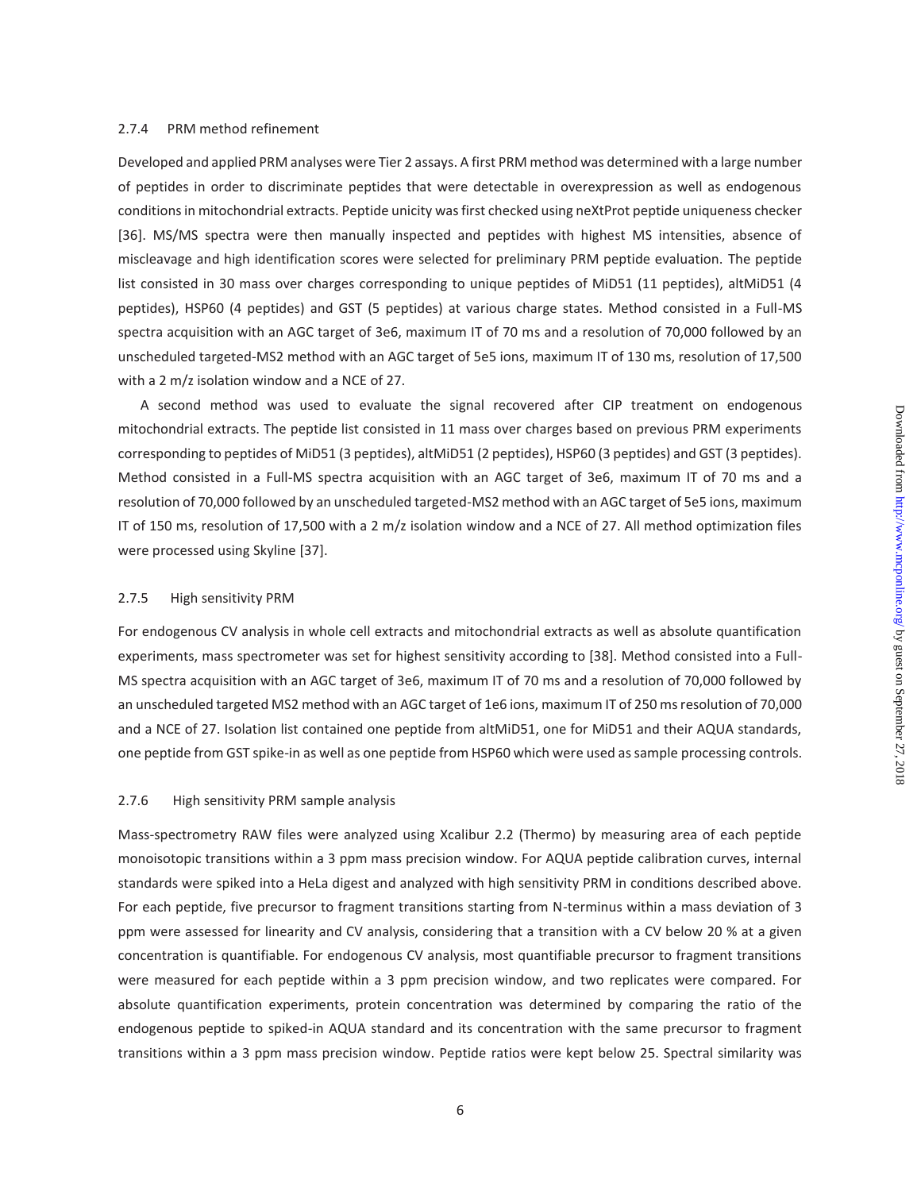#### 2.7.4 PRM method refinement

Developed and applied PRM analyses were Tier 2 assays. A first PRM method was determined with a large number of peptides in order to discriminate peptides that were detectable in overexpression as well as endogenous conditions in mitochondrial extracts. Peptide unicity was first checked using neXtProt peptide uniqueness checker [36]. MS/MS spectra were then manually inspected and peptides with highest MS intensities, absence of miscleavage and high identification scores were selected for preliminary PRM peptide evaluation. The peptide list consisted in 30 mass over charges corresponding to unique peptides of MiD51 (11 peptides), altMiD51 (4 peptides), HSP60 (4 peptides) and GST (5 peptides) at various charge states. Method consisted in a Full-MS spectra acquisition with an AGC target of 3e6, maximum IT of 70 ms and a resolution of 70,000 followed by an unscheduled targeted-MS2 method with an AGC target of 5e5 ions, maximum IT of 130 ms, resolution of 17,500 with a 2 m/z isolation window and a NCE of 27.

A second method was used to evaluate the signal recovered after CIP treatment on endogenous mitochondrial extracts. The peptide list consisted in 11 mass over charges based on previous PRM experiments corresponding to peptides of MiD51 (3 peptides), altMiD51 (2 peptides), HSP60 (3 peptides) and GST (3 peptides). Method consisted in a Full-MS spectra acquisition with an AGC target of 3e6, maximum IT of 70 ms and a resolution of 70,000 followed by an unscheduled targeted-MS2 method with an AGC target of 5e5 ions, maximum IT of 150 ms, resolution of 17,500 with a 2 m/z isolation window and a NCE of 27. All method optimization files were processed using Skyline [37].

#### 2.7.5 High sensitivity PRM

For endogenous CV analysis in whole cell extracts and mitochondrial extracts as well as absolute quantification experiments, mass spectrometer was set for highest sensitivity according to [38]. Method consisted into a Full-MS spectra acquisition with an AGC target of 3e6, maximum IT of 70 ms and a resolution of 70,000 followed by an unscheduled targeted MS2 method with an AGC target of 1e6 ions, maximum IT of 250 ms resolution of 70,000 and a NCE of 27. Isolation list contained one peptide from altMiD51, one for MiD51 and their AQUA standards, one peptide from GST spike-in as well as one peptide from HSP60 which were used as sample processing controls.

#### 2.7.6 High sensitivity PRM sample analysis

Mass-spectrometry RAW files were analyzed using Xcalibur 2.2 (Thermo) by measuring area of each peptide monoisotopic transitions within a 3 ppm mass precision window. For AQUA peptide calibration curves, internal standards were spiked into a HeLa digest and analyzed with high sensitivity PRM in conditions described above. For each peptide, five precursor to fragment transitions starting from N-terminus within a mass deviation of 3 ppm were assessed for linearity and CV analysis, considering that a transition with a CV below 20 % at a given concentration is quantifiable. For endogenous CV analysis, most quantifiable precursor to fragment transitions were measured for each peptide within a 3 ppm precision window, and two replicates were compared. For absolute quantification experiments, protein concentration was determined by comparing the ratio of the endogenous peptide to spiked-in AQUA standard and its concentration with the same precursor to fragment transitions within a 3 ppm mass precision window. Peptide ratios were kept below 25. Spectral similarity was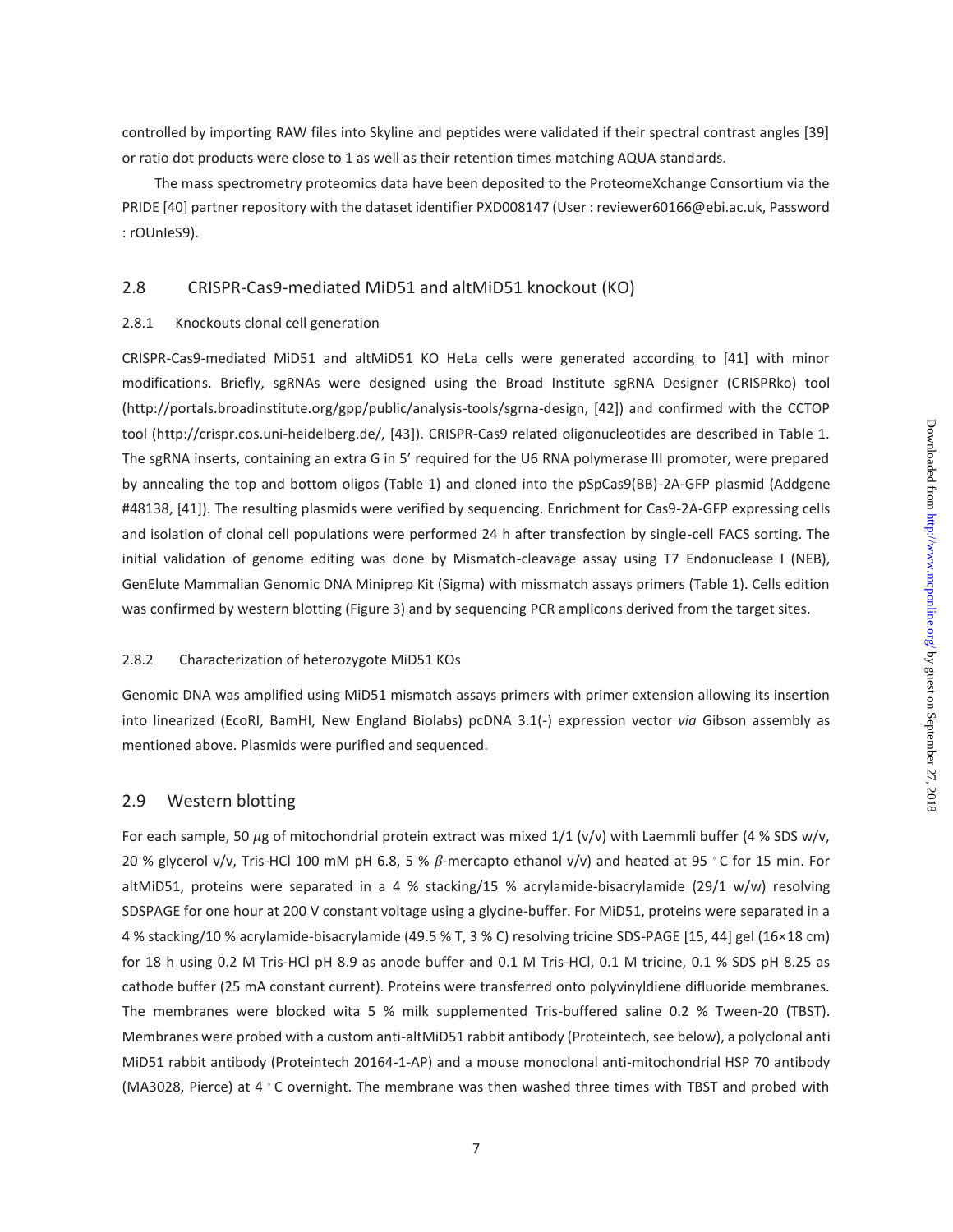controlled by importing RAW files into Skyline and peptides were validated if their spectral contrast angles [39] or ratio dot products were close to 1 as well as their retention times matching AQUA standards.

The mass spectrometry proteomics data have been deposited to the ProteomeXchange Consortium via the PRIDE [40] partner repository with the dataset identifier PXD008147 (User : reviewer60166@ebi.ac.uk, Password : rOUnIeS9).

## 2.8 CRISPR-Cas9-mediated MiD51 and altMiD51 knockout (KO)

### 2.8.1 Knockouts clonal cell generation

CRISPR-Cas9-mediated MiD51 and altMiD51 KO HeLa cells were generated according to [41] with minor modifications. Briefly, sgRNAs were designed using the Broad Institute sgRNA Designer (CRISPRko) tool (http://portals.broadinstitute.org/gpp/public/analysis-tools/sgrna-design, [42]) and confirmed with the CCTOP tool (http://crispr.cos.uni-heidelberg.de/, [43]). CRISPR-Cas9 related oligonucleotides are described in Table 1. The sgRNA inserts, containing an extra G in 5′ required for the U6 RNA polymerase III promoter, were prepared by annealing the top and bottom oligos (Table 1) and cloned into the pSpCas9(BB)-2A-GFP plasmid (Addgene #48138, [41]). The resulting plasmids were verified by sequencing. Enrichment for Cas9-2A-GFP expressing cells and isolation of clonal cell populations were performed 24 h after transfection by single-cell FACS sorting. The initial validation of genome editing was done by Mismatch-cleavage assay using T7 Endonuclease I (NEB), GenElute Mammalian Genomic DNA Miniprep Kit (Sigma) with missmatch assays primers (Table 1). Cells edition was confirmed by western blotting (Figure 3) and by sequencing PCR amplicons derived from the target sites.

### 2.8.2 Characterization of heterozygote MiD51 KOs

Genomic DNA was amplified using MiD51 mismatch assays primers with primer extension allowing its insertion into linearized (EcoRI, BamHI, New England Biolabs) pcDNA 3.1(-) expression vector *via* Gibson assembly as mentioned above. Plasmids were purified and sequenced.

## 2.9 Western blotting

For each sample, 50 $\mu$g of mitochondrial protein extract was mixed 1/1 (v/v) with Laemmli buffer (4 % SDS w/v, 20 % glycerol v/v, Tris-HCl 100 mM pH 6.8, 5 % $\beta$-mercapto ethanol v/v) and heated at 95 $^\circ$C for 15 min. For altMiD51, proteins were separated in a 4 % stacking/15 % acrylamide-bisacrylamide (29/1 w/w) resolving SDSPAGE for one hour at 200 V constant voltage using a glycine-buffer. For MiD51, proteins were separated in a 4 % stacking/10 % acrylamide-bisacrylamide (49.5 % T, 3 % C) resolving tricine SDS-PAGE [15, 44] gel (16×18 cm) for 18 h using 0.2 M Tris-HCl pH 8.9 as anode buffer and 0.1 M Tris-HCl, 0.1 M tricine, 0.1 % SDS pH 8.25 as cathode buffer (25 mA constant current). Proteins were transferred onto polyvinyldiene difluoride membranes. The membranes were blocked wita 5 % milk supplemented Tris-buffered saline 0.2 % Tween-20 (TBST). Membranes were probed with a custom anti-altMiD51 rabbit antibody (Proteintech, see below), a polyclonal anti MiD51 rabbit antibody (Proteintech 20164-1-AP) and a mouse monoclonal anti-mitochondrial HSP 70 antibody (MA3028, Pierce) at 4 $^\circ$C overnight. The membrane was then washed three times with TBST and probed with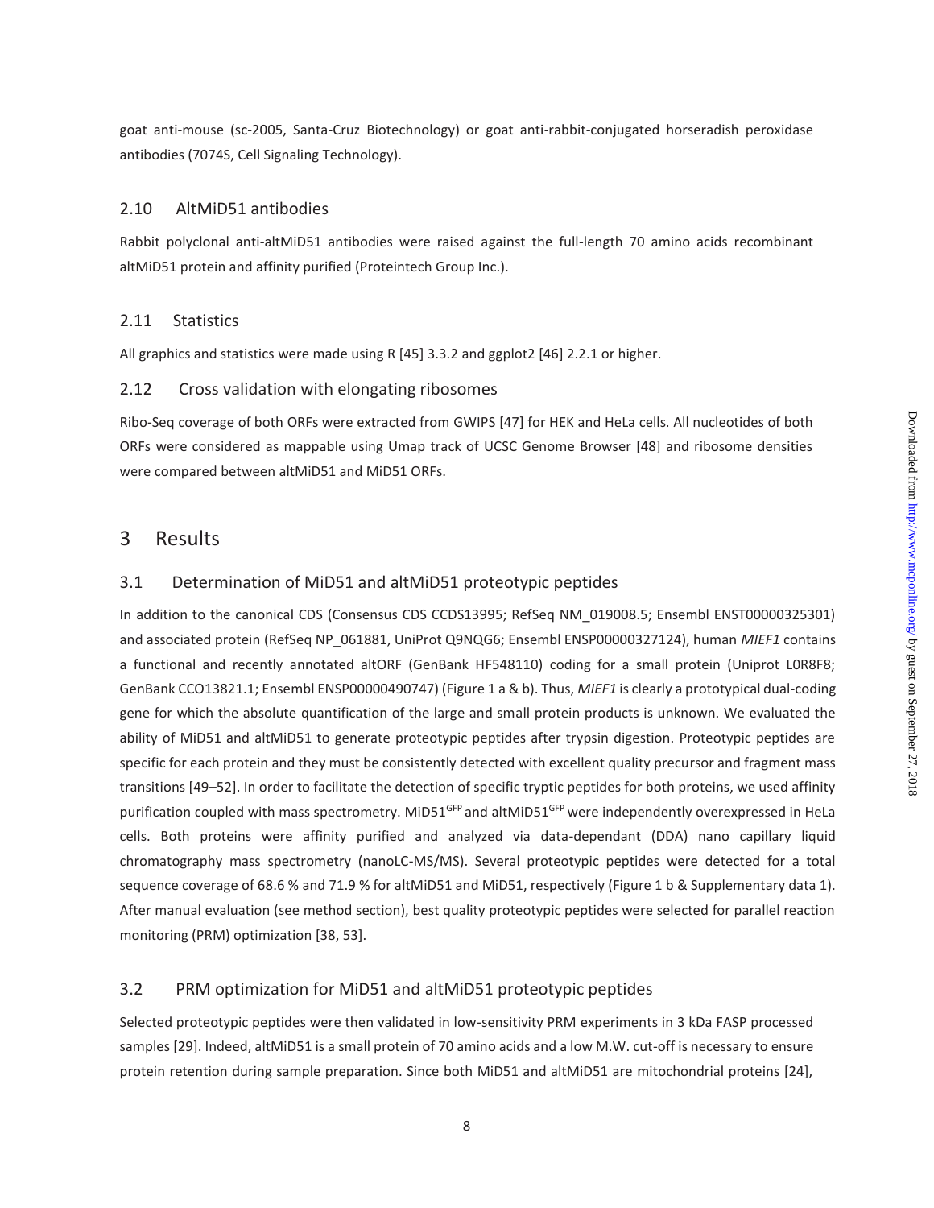goat anti-mouse (sc-2005, Santa-Cruz Biotechnology) or goat anti-rabbit-conjugated horseradish peroxidase antibodies (7074S, Cell Signaling Technology).

### 2.10 AltMiD51 antibodies

Rabbit polyclonal anti-altMiD51 antibodies were raised against the full-length 70 amino acids recombinant altMiD51 protein and affinity purified (Proteintech Group Inc.).

### 2.11 Statistics

All graphics and statistics were made using R [45] 3.3.2 and ggplot2 [46] 2.2.1 or higher.

### 2.12 Cross validation with elongating ribosomes

Ribo-Seq coverage of both ORFs were extracted from GWIPS [47] for HEK and HeLa cells. All nucleotides of both ORFs were considered as mappable using Umap track of UCSC Genome Browser [48] and ribosome densities were compared between altMiD51 and MiD51 ORFs.

## 3 Results

### 3.1 Determination of MiD51 and altMiD51 proteotypic peptides

In addition to the canonical CDS (Consensus CDS CCDS13995; RefSeq NM_019008.5; Ensembl ENST00000325301) and associated protein (RefSeq NP_061881, UniProt Q9NQG6; Ensembl ENSP00000327124), human *MIEF1* contains a functional and recently annotated altORF (GenBank HF548110) coding for a small protein (Uniprot L0R8F8; GenBank CCO13821.1; Ensembl ENSP00000490747) (Figure 1 a & b). Thus, *MIEF1* is clearly a prototypical dual-coding gene for which the absolute quantification of the large and small protein products is unknown. We evaluated the ability of MiD51 and altMiD51 to generate proteotypic peptides after trypsin digestion. Proteotypic peptides are specific for each protein and they must be consistently detected with excellent quality precursor and fragment mass transitions [49–52]. In order to facilitate the detection of specific tryptic peptides for both proteins, we used affinity purification coupled with mass spectrometry. MiD51$^{GFP}$ and altMiD51$^{GFP}$ were independently overexpressed in HeLa cells. Both proteins were affinity purified and analyzed via data-dependant (DDA) nano capillary liquid chromatography mass spectrometry (nanoLC-MS/MS). Several proteotypic peptides were detected for a total sequence coverage of 68.6 % and 71.9 % for altMiD51 and MiD51, respectively (Figure 1 b & Supplementary data 1). After manual evaluation (see method section), best quality proteotypic peptides were selected for parallel reaction monitoring (PRM) optimization [38, 53].

### 3.2 PRM optimization for MiD51 and altMiD51 proteotypic peptides

Selected proteotypic peptides were then validated in low-sensitivity PRM experiments in 3 kDa FASP processed samples [29]. Indeed, altMiD51 is a small protein of 70 amino acids and a low M.W. cut-off is necessary to ensure protein retention during sample preparation. Since both MiD51 and altMiD51 are mitochondrial proteins [24],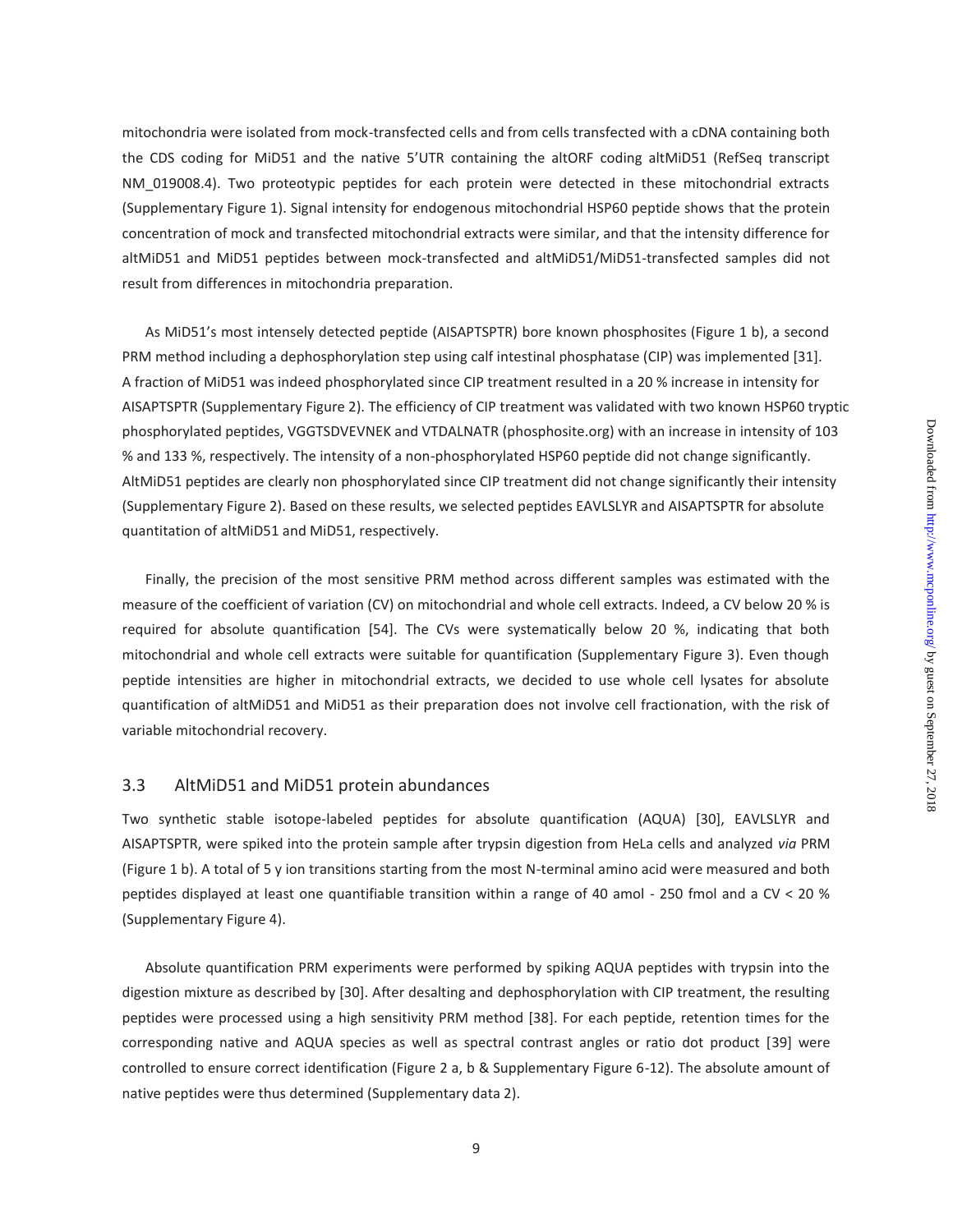mitochondria were isolated from mock-transfected cells and from cells transfected with a cDNA containing both the CDS coding for MiD51 and the native 5'UTR containing the altORF coding altMiD51 (RefSeq transcript NM_019008.4). Two proteotypic peptides for each protein were detected in these mitochondrial extracts (Supplementary Figure 1). Signal intensity for endogenous mitochondrial HSP60 peptide shows that the protein concentration of mock and transfected mitochondrial extracts were similar, and that the intensity difference for altMiD51 and MiD51 peptides between mock-transfected and altMiD51/MiD51-transfected samples did not result from differences in mitochondria preparation.

As MiD51's most intensely detected peptide (AISAPTSPTR) bore known phosphosites (Figure 1 b), a second PRM method including a dephosphorylation step using calf intestinal phosphatase (CIP) was implemented [31]. A fraction of MiD51 was indeed phosphorylated since CIP treatment resulted in a 20 % increase in intensity for AISAPTSPTR (Supplementary Figure 2). The efficiency of CIP treatment was validated with two known HSP60 tryptic phosphorylated peptides, VGGTSDVEVNEK and VTDALNATR (phosphosite.org) with an increase in intensity of 103 % and 133 %, respectively. The intensity of a non-phosphorylated HSP60 peptide did not change significantly. AltMiD51 peptides are clearly non phosphorylated since CIP treatment did not change significantly their intensity (Supplementary Figure 2). Based on these results, we selected peptides EAVLSLYR and AISAPTSPTR for absolute quantitation of altMiD51 and MiD51, respectively.

Finally, the precision of the most sensitive PRM method across different samples was estimated with the measure of the coefficient of variation (CV) on mitochondrial and whole cell extracts. Indeed, a CV below 20 % is required for absolute quantification [54]. The CVs were systematically below 20 %, indicating that both mitochondrial and whole cell extracts were suitable for quantification (Supplementary Figure 3). Even though peptide intensities are higher in mitochondrial extracts, we decided to use whole cell lysates for absolute quantification of altMiD51 and MiD51 as their preparation does not involve cell fractionation, with the risk of variable mitochondrial recovery.

## 3.3 AltMiD51 and MiD51 protein abundances

Two synthetic stable isotope-labeled peptides for absolute quantification (AQUA) [30], EAVLSLYR and AISAPTSPTR, were spiked into the protein sample after trypsin digestion from HeLa cells and analyzed *via* PRM (Figure 1 b). A total of 5 y ion transitions starting from the most N-terminal amino acid were measured and both peptides displayed at least one quantifiable transition within a range of 40 amol - 250 fmol and a CV < 20 % (Supplementary Figure 4).

Absolute quantification PRM experiments were performed by spiking AQUA peptides with trypsin into the digestion mixture as described by [30]. After desalting and dephosphorylation with CIP treatment, the resulting peptides were processed using a high sensitivity PRM method [38]. For each peptide, retention times for the corresponding native and AQUA species as well as spectral contrast angles or ratio dot product [39] were controlled to ensure correct identification (Figure 2 a, b & Supplementary Figure 6-12). The absolute amount of native peptides were thus determined (Supplementary data 2).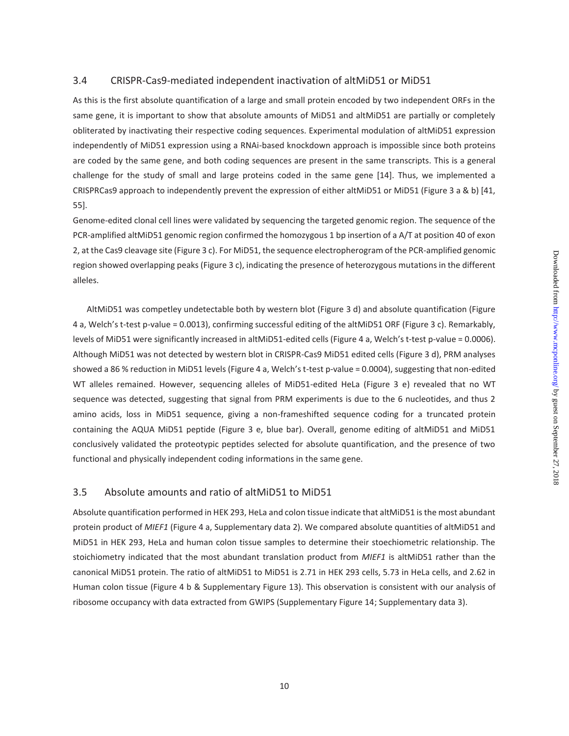## 3.4 CRISPR-Cas9-mediated independent inactivation of altMiD51 or MiD51

As this is the first absolute quantification of a large and small protein encoded by two independent ORFs in the same gene, it is important to show that absolute amounts of MiD51 and altMiD51 are partially or completely obliterated by inactivating their respective coding sequences. Experimental modulation of altMiD51 expression independently of MiD51 expression using a RNAi-based knockdown approach is impossible since both proteins are coded by the same gene, and both coding sequences are present in the same transcripts. This is a general challenge for the study of small and large proteins coded in the same gene [14]. Thus, we implemented a CRISPRCas9 approach to independently prevent the expression of either altMiD51 or MiD51 (Figure 3 a & b) [41, 55].

Genome-edited clonal cell lines were validated by sequencing the targeted genomic region. The sequence of the PCR-amplified altMiD51 genomic region confirmed the homozygous 1 bp insertion of a A/T at position 40 of exon 2, at the Cas9 cleavage site (Figure 3 c). For MiD51, the sequence electropherogram of the PCR-amplified genomic region showed overlapping peaks (Figure 3 c), indicating the presence of heterozygous mutations in the different alleles.

AltMiD51 was competley undetectable both by western blot (Figure 3 d) and absolute quantification (Figure 4 a, Welch's t-test p-value = 0.0013), confirming successful editing of the altMiD51 ORF (Figure 3 c). Remarkably, levels of MiD51 were significantly increased in altMiD51-edited cells (Figure 4 a, Welch's t-test p-value = 0.0006). Although MiD51 was not detected by western blot in CRISPR-Cas9 MiD51 edited cells (Figure 3 d), PRM analyses showed a 86 % reduction in MiD51 levels (Figure 4 a, Welch's t-test p-value = 0.0004), suggesting that non-edited WT alleles remained. However, sequencing alleles of MiD51-edited HeLa (Figure 3 e) revealed that no WT sequence was detected, suggesting that signal from PRM experiments is due to the 6 nucleotides, and thus 2 amino acids, loss in MiD51 sequence, giving a non-frameshifted sequence coding for a truncated protein containing the AQUA MiD51 peptide (Figure 3 e, blue bar). Overall, genome editing of altMiD51 and MiD51 conclusively validated the proteotypic peptides selected for absolute quantification, and the presence of two functional and physically independent coding informations in the same gene.

## 3.5 Absolute amounts and ratio of altMiD51 to MiD51

Absolute quantification performed in HEK 293, HeLa and colon tissue indicate that altMiD51 is the most abundant protein product of *MIEF1* (Figure 4 a, Supplementary data 2). We compared absolute quantities of altMiD51 and MiD51 in HEK 293, HeLa and human colon tissue samples to determine their stoechiometric relationship. The stoichiometry indicated that the most abundant translation product from *MIEF1* is altMiD51 rather than the canonical MiD51 protein. The ratio of altMiD51 to MiD51 is 2.71 in HEK 293 cells, 5.73 in HeLa cells, and 2.62 in Human colon tissue (Figure 4 b & Supplementary Figure 13). This observation is consistent with our analysis of ribosome occupancy with data extracted from GWIPS (Supplementary Figure 14; Supplementary data 3).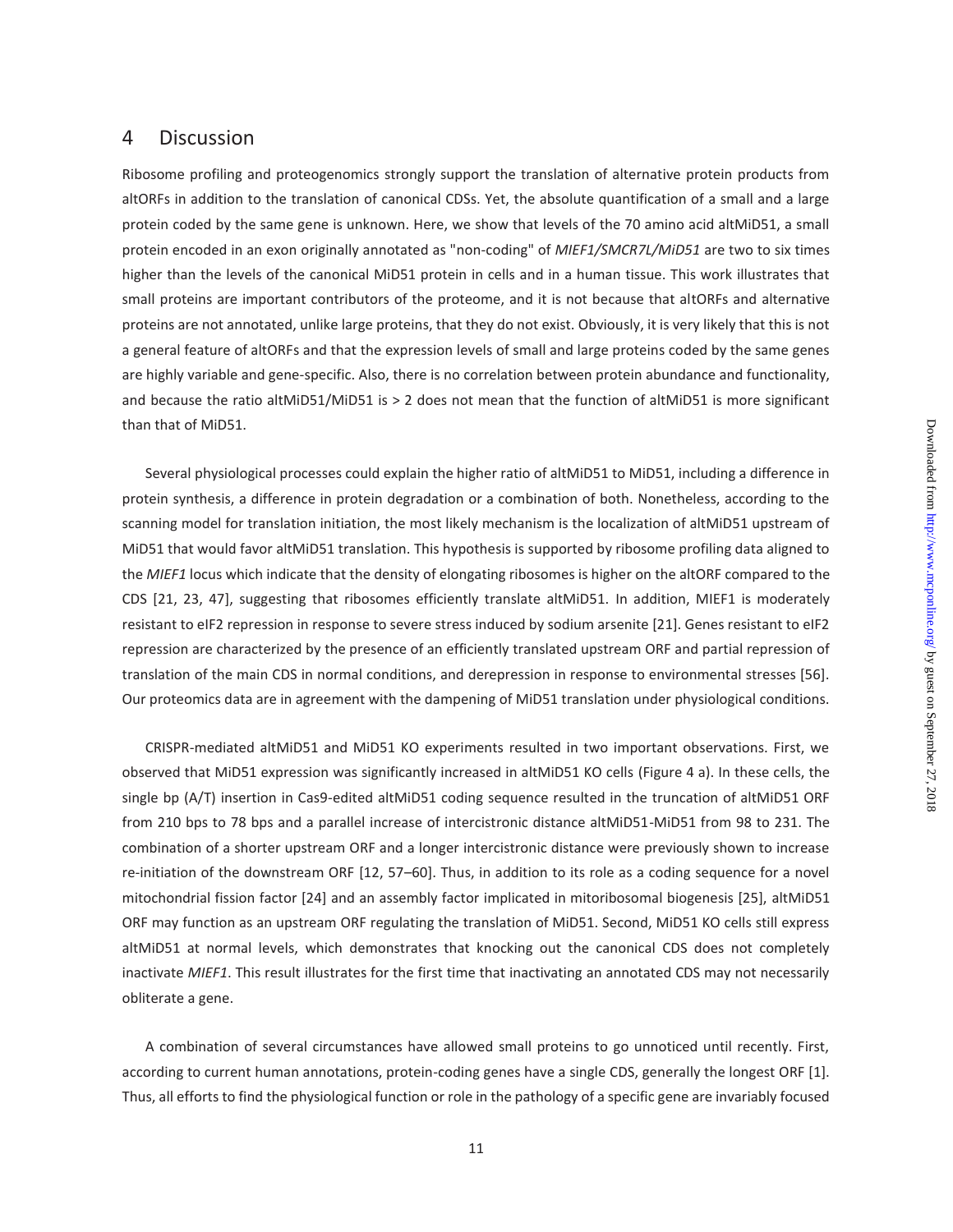## 4 Discussion

Ribosome profiling and proteogenomics strongly support the translation of alternative protein products from altORFs in addition to the translation of canonical CDSs. Yet, the absolute quantification of a small and a large protein coded by the same gene is unknown. Here, we show that levels of the 70 amino acid altMiD51, a small protein encoded in an exon originally annotated as "non-coding" of *MIEF1/SMCR7L/MiD51* are two to six times higher than the levels of the canonical MiD51 protein in cells and in a human tissue. This work illustrates that small proteins are important contributors of the proteome, and it is not because that altORFs and alternative proteins are not annotated, unlike large proteins, that they do not exist. Obviously, it is very likely that this is not a general feature of altORFs and that the expression levels of small and large proteins coded by the same genes are highly variable and gene-specific. Also, there is no correlation between protein abundance and functionality, and because the ratio altMiD51/MiD51 is > 2 does not mean that the function of altMiD51 is more significant than that of MiD51.

Several physiological processes could explain the higher ratio of altMiD51 to MiD51, including a difference in protein synthesis, a difference in protein degradation or a combination of both. Nonetheless, according to the scanning model for translation initiation, the most likely mechanism is the localization of altMiD51 upstream of MiD51 that would favor altMiD51 translation. This hypothesis is supported by ribosome profiling data aligned to the *MIEF1* locus which indicate that the density of elongating ribosomes is higher on the altORF compared to the CDS [21, 23, 47], suggesting that ribosomes efficiently translate altMiD51. In addition, MIEF1 is moderately resistant to eIF2 repression in response to severe stress induced by sodium arsenite [21]. Genes resistant to eIF2 repression are characterized by the presence of an efficiently translated upstream ORF and partial repression of translation of the main CDS in normal conditions, and derepression in response to environmental stresses [56]. Our proteomics data are in agreement with the dampening of MiD51 translation under physiological conditions.

CRISPR-mediated altMiD51 and MiD51 KO experiments resulted in two important observations. First, we observed that MiD51 expression was significantly increased in altMiD51 KO cells (Figure 4 a). In these cells, the single bp (A/T) insertion in Cas9-edited altMiD51 coding sequence resulted in the truncation of altMiD51 ORF from 210 bps to 78 bps and a parallel increase of intercistronic distance altMiD51-MiD51 from 98 to 231. The combination of a shorter upstream ORF and a longer intercistronic distance were previously shown to increase re-initiation of the downstream ORF [12, 57–60]. Thus, in addition to its role as a coding sequence for a novel mitochondrial fission factor [24] and an assembly factor implicated in mitoribosomal biogenesis [25], altMiD51 ORF may function as an upstream ORF regulating the translation of MiD51. Second, MiD51 KO cells still express altMiD51 at normal levels, which demonstrates that knocking out the canonical CDS does not completely inactivate *MIEF1*. This result illustrates for the first time that inactivating an annotated CDS may not necessarily obliterate a gene.

A combination of several circumstances have allowed small proteins to go unnoticed until recently. First, according to current human annotations, protein-coding genes have a single CDS, generally the longest ORF [1]. Thus, all efforts to find the physiological function or role in the pathology of a specific gene are invariably focused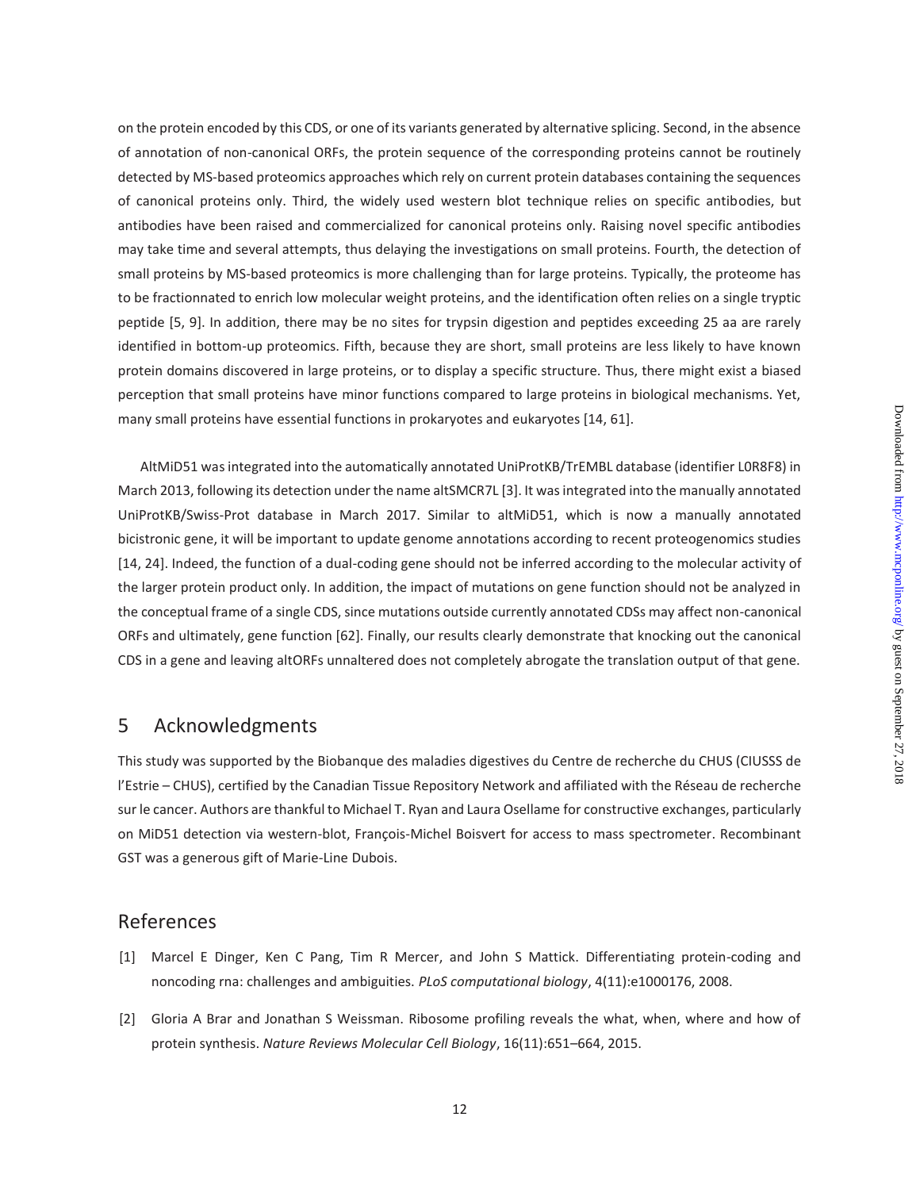on the protein encoded by this CDS, or one of its variants generated by alternative splicing. Second, in the absence of annotation of non-canonical ORFs, the protein sequence of the corresponding proteins cannot be routinely detected by MS-based proteomics approaches which rely on current protein databases containing the sequences of canonical proteins only. Third, the widely used western blot technique relies on specific antibodies, but antibodies have been raised and commercialized for canonical proteins only. Raising novel specific antibodies may take time and several attempts, thus delaying the investigations on small proteins. Fourth, the detection of small proteins by MS-based proteomics is more challenging than for large proteins. Typically, the proteome has to be fractionnated to enrich low molecular weight proteins, and the identification often relies on a single tryptic peptide [5, 9]. In addition, there may be no sites for trypsin digestion and peptides exceeding 25 aa are rarely identified in bottom-up proteomics. Fifth, because they are short, small proteins are less likely to have known protein domains discovered in large proteins, or to display a specific structure. Thus, there might exist a biased perception that small proteins have minor functions compared to large proteins in biological mechanisms. Yet, many small proteins have essential functions in prokaryotes and eukaryotes [14, 61].

AltMiD51 was integrated into the automatically annotated UniProtKB/TrEMBL database (identifier L0R8F8) in March 2013, following its detection under the name altSMCR7L [3]. It was integrated into the manually annotated UniProtKB/Swiss-Prot database in March 2017. Similar to altMiD51, which is now a manually annotated bicistronic gene, it will be important to update genome annotations according to recent proteogenomics studies [14, 24]. Indeed, the function of a dual-coding gene should not be inferred according to the molecular activity of the larger protein product only. In addition, the impact of mutations on gene function should not be analyzed in the conceptual frame of a single CDS, since mutations outside currently annotated CDSs may affect non-canonical ORFs and ultimately, gene function [62]. Finally, our results clearly demonstrate that knocking out the canonical CDS in a gene and leaving altORFs unnaltered does not completely abrogate the translation output of that gene.

## 5 Acknowledgments

This study was supported by the Biobanque des maladies digestives du Centre de recherche du CHUS (CIUSSS de l'Estrie – CHUS), certified by the Canadian Tissue Repository Network and affiliated with the Réseau de recherche sur le cancer. Authors are thankful to Michael T. Ryan and Laura Osellame for constructive exchanges, particularly on MiD51 detection via western-blot, François-Michel Boisvert for access to mass spectrometer. Recombinant GST was a generous gift of Marie-Line Dubois.

## References

[1] Marcel E Dinger, Ken C Pang, Tim R Mercer, and John S Mattick. Differentiating protein-coding and noncoding rna: challenges and ambiguities. *PLoS computational biology*, 4(11):e1000176, 2008.

[2] Gloria A Brar and Jonathan S Weissman. Ribosome profiling reveals the what, when, where and how of protein synthesis. *Nature Reviews Molecular Cell Biology*, 16(11):651–664, 2015.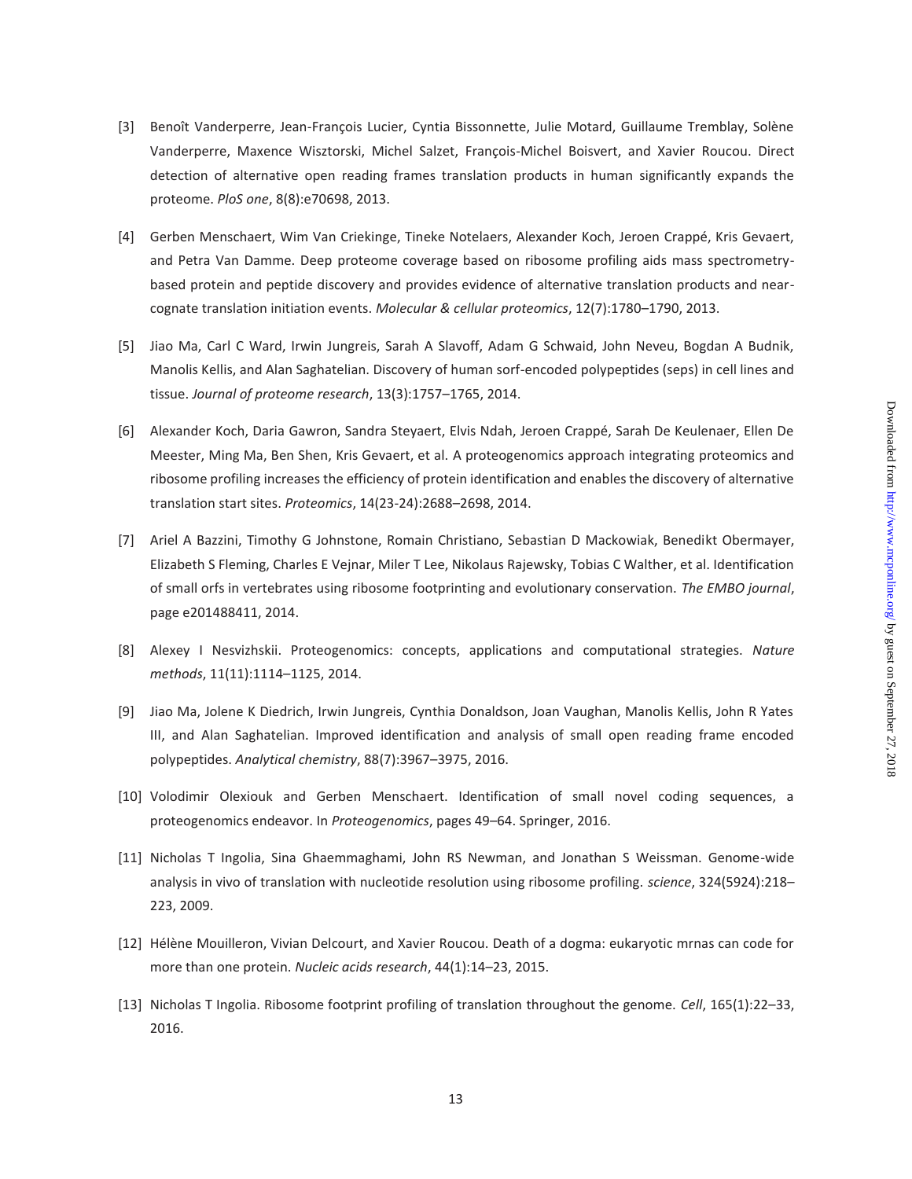[3] Benoît Vanderperre, Jean-François Lucier, Cyntia Bissonnette, Julie Motard, Guillaume Tremblay, Solène Vanderperre, Maxence Wisztorski, Michel Salzet, François-Michel Boisvert, and Xavier Roucou. Direct detection of alternative open reading frames translation products in human significantly expands the proteome. *PloS one*, 8(8):e70698, 2013.

[4] Gerben Menschaert, Wim Van Criekinge, Tineke Notelaers, Alexander Koch, Jeroen Crappé, Kris Gevaert, and Petra Van Damme. Deep proteome coverage based on ribosome profiling aids mass spectrometry-based protein and peptide discovery and provides evidence of alternative translation products and near-cognate translation initiation events. *Molecular & cellular proteomics*, 12(7):1780–1790, 2013.

[5] Jiao Ma, Carl C Ward, Irwin Jungreis, Sarah A Slavoff, Adam G Schwaid, John Neveu, Bogdan A Budnik, Manolis Kellis, and Alan Saghatelian. Discovery of human sorf-encoded polypeptides (seps) in cell lines and tissue. *Journal of proteome research*, 13(3):1757–1765, 2014.

[6] Alexander Koch, Daria Gawron, Sandra Steyaert, Elvis Ndah, Jeroen Crappé, Sarah De Keulenaer, Ellen De Meester, Ming Ma, Ben Shen, Kris Gevaert, et al. A proteogenomics approach integrating proteomics and ribosome profiling increases the efficiency of protein identification and enables the discovery of alternative translation start sites. *Proteomics*, 14(23-24):2688–2698, 2014.

[7] Ariel A Bazzini, Timothy G Johnstone, Romain Christiano, Sebastian D Mackowiak, Benedikt Obermayer, Elizabeth S Fleming, Charles E Vejnar, Miler T Lee, Nikolaus Rajewsky, Tobias C Walther, et al. Identification of small orfs in vertebrates using ribosome footprinting and evolutionary conservation. *The EMBO journal*, page e201488411, 2014.

[8] Alexey I Nesvizhskii. Proteogenomics: concepts, applications and computational strategies. *Nature methods*, 11(11):1114–1125, 2014.

[9] Jiao Ma, Jolene K Diedrich, Irwin Jungreis, Cynthia Donaldson, Joan Vaughan, Manolis Kellis, John R Yates III, and Alan Saghatelian. Improved identification and analysis of small open reading frame encoded polypeptides. *Analytical chemistry*, 88(7):3967–3975, 2016.

[10] Volodimir Olexiouk and Gerben Menschaert. Identification of small novel coding sequences, a proteogenomics endeavor. In *Proteogenomics*, pages 49–64. Springer, 2016.

[11] Nicholas T Ingolia, Sina Ghaemmaghami, John RS Newman, and Jonathan S Weissman. Genome-wide analysis in vivo of translation with nucleotide resolution using ribosome profiling. *science*, 324(5924):218–223, 2009.

[12] Hélène Mouilleron, Vivian Delcourt, and Xavier Roucou. Death of a dogma: eukaryotic mrnas can code for more than one protein. *Nucleic acids research*, 44(1):14–23, 2015.

[13] Nicholas T Ingolia. Ribosome footprint profiling of translation throughout the genome. *Cell*, 165(1):22–33, 2016.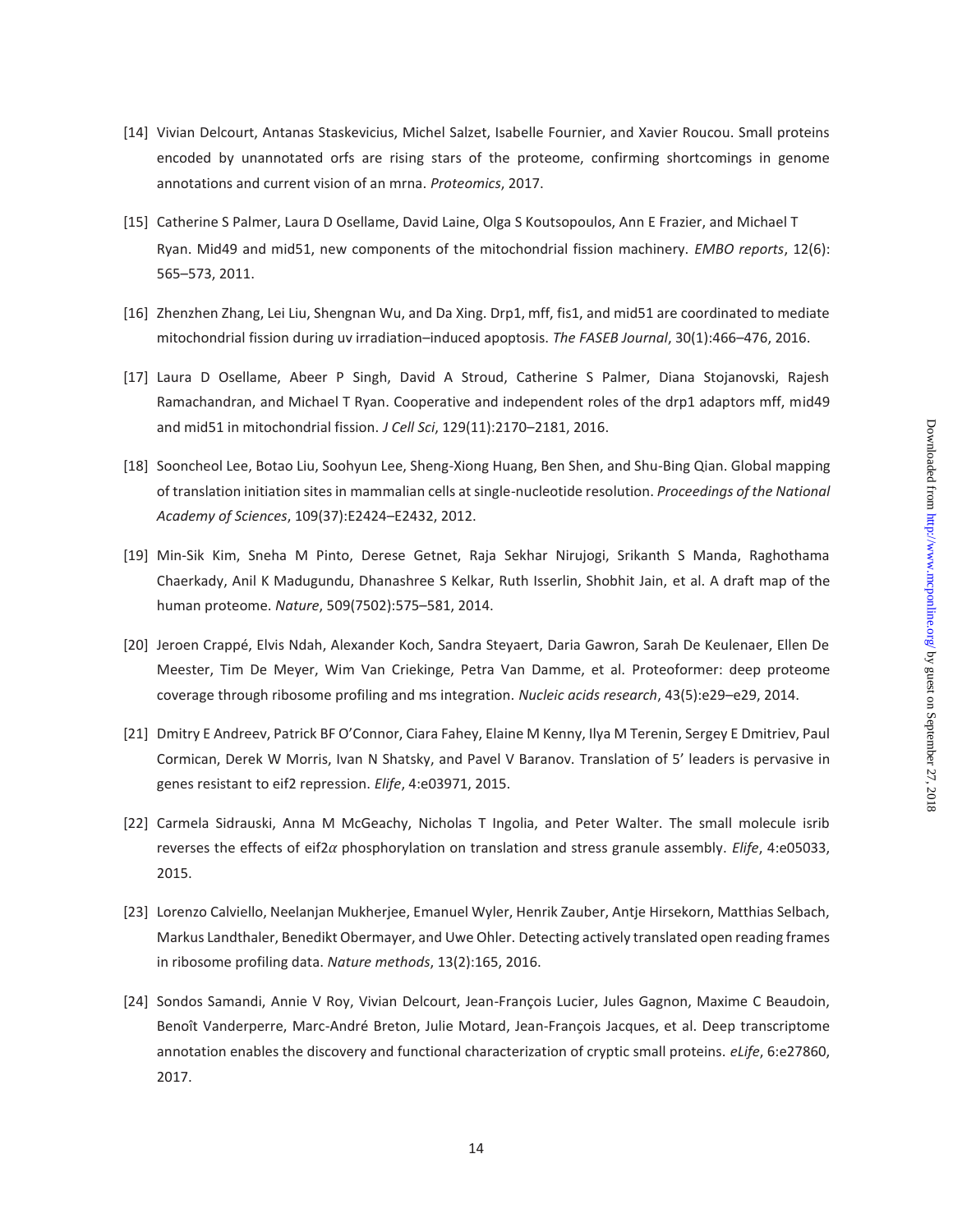[14] Vivian Delcourt, Antanas Staskevicius, Michel Salzet, Isabelle Fournier, and Xavier Roucou. Small proteins encoded by unannotated orfs are rising stars of the proteome, confirming shortcomings in genome annotations and current vision of an mrna. *Proteomics*, 2017.

[15] Catherine S Palmer, Laura D Osellame, David Laine, Olga S Koutsopoulos, Ann E Frazier, and Michael T Ryan. Mid49 and mid51, new components of the mitochondrial fission machinery. *EMBO reports*, 12(6): 565–573, 2011.

[16] Zhenzhen Zhang, Lei Liu, Shengnan Wu, and Da Xing. Drp1, mff, fis1, and mid51 are coordinated to mediate mitochondrial fission during uv irradiation–induced apoptosis. *The FASEB Journal*, 30(1):466–476, 2016.

[17] Laura D Osellame, Abeer P Singh, David A Stroud, Catherine S Palmer, Diana Stojanovski, Rajesh Ramachandran, and Michael T Ryan. Cooperative and independent roles of the drp1 adaptors mff, mid49 and mid51 in mitochondrial fission. *J Cell Sci*, 129(11):2170–2181, 2016.

[18] Sooncheol Lee, Botao Liu, Soohyun Lee, Sheng-Xiong Huang, Ben Shen, and Shu-Bing Qian. Global mapping of translation initiation sites in mammalian cells at single-nucleotide resolution. *Proceedings of the National Academy of Sciences*, 109(37):E2424–E2432, 2012.

[19] Min-Sik Kim, Sneha M Pinto, Derese Getnet, Raja Sekhar Nirujogi, Srikanth S Manda, Raghothama Chaerkady, Anil K Madugundu, Dhanashree S Kelkar, Ruth Isserlin, Shobhit Jain, et al. A draft map of the human proteome. *Nature*, 509(7502):575–581, 2014.

[20] Jeroen Crappé, Elvis Ndah, Alexander Koch, Sandra Steyaert, Daria Gawron, Sarah De Keulenaer, Ellen De Meester, Tim De Meyer, Wim Van Criekinge, Petra Van Damme, et al. Proteoformer: deep proteome coverage through ribosome profiling and ms integration. *Nucleic acids research*, 43(5):e29–e29, 2014.

[21] Dmitry E Andreev, Patrick BF O'Connor, Ciara Fahey, Elaine M Kenny, Ilya M Terenin, Sergey E Dmitriev, Paul Cormican, Derek W Morris, Ivan N Shatsky, and Pavel V Baranov. Translation of 5' leaders is pervasive in genes resistant to eif2 repression. *Elife*, 4:e03971, 2015.

[22] Carmela Sidrauski, Anna M McGeachy, Nicholas T Ingolia, and Peter Walter. The small molecule isrib reverses the effects of eif2$\alpha$ phosphorylation on translation and stress granule assembly. *Elife*, 4:e05033, 2015.

[23] Lorenzo Calviello, Neelanjan Mukherjee, Emanuel Wyler, Henrik Zauber, Antje Hirsekorn, Matthias Selbach, Markus Landthaler, Benedikt Obermayer, and Uwe Ohler. Detecting actively translated open reading frames in ribosome profiling data. *Nature methods*, 13(2):165, 2016.

[24] Sondos Samandi, Annie V Roy, Vivian Delcourt, Jean-François Lucier, Jules Gagnon, Maxime C Beaudoin, Benoît Vanderperre, Marc-André Breton, Julie Motard, Jean-François Jacques, et al. Deep transcriptome annotation enables the discovery and functional characterization of cryptic small proteins. *eLife*, 6:e27860, 2017.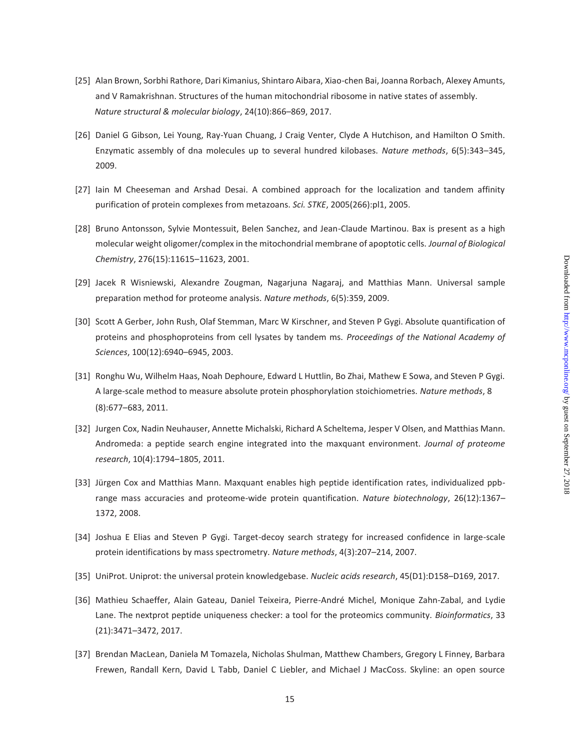[25] Alan Brown, Sorbhi Rathore, Dari Kimanius, Shintaro Aibara, Xiao-chen Bai, Joanna Rorbach, Alexey Amunts, and V Ramakrishnan. Structures of the human mitochondrial ribosome in native states of assembly. *Nature structural & molecular biology*, 24(10):866–869, 2017.

[26] Daniel G Gibson, Lei Young, Ray-Yuan Chuang, J Craig Venter, Clyde A Hutchison, and Hamilton O Smith. Enzymatic assembly of dna molecules up to several hundred kilobases. *Nature methods*, 6(5):343–345, 2009.

[27] Iain M Cheeseman and Arshad Desai. A combined approach for the localization and tandem affinity purification of protein complexes from metazoans. *Sci. STKE*, 2005(266):pl1, 2005.

[28] Bruno Antonsson, Sylvie Montessuit, Belen Sanchez, and Jean-Claude Martinou. Bax is present as a high molecular weight oligomer/complex in the mitochondrial membrane of apoptotic cells. *Journal of Biological Chemistry*, 276(15):11615–11623, 2001.

[29] Jacek R Wisniewski, Alexandre Zougman, Nagarjuna Nagaraj, and Matthias Mann. Universal sample preparation method for proteome analysis. *Nature methods*, 6(5):359, 2009.

[30] Scott A Gerber, John Rush, Olaf Stemman, Marc W Kirschner, and Steven P Gygi. Absolute quantification of proteins and phosphoproteins from cell lysates by tandem ms. *Proceedings of the National Academy of Sciences*, 100(12):6940–6945, 2003.

[31] Ronghu Wu, Wilhelm Haas, Noah Dephoure, Edward L Huttlin, Bo Zhai, Mathew E Sowa, and Steven P Gygi. A large-scale method to measure absolute protein phosphorylation stoichiometries. *Nature methods*, 8 (8):677–683, 2011.

[32] Jurgen Cox, Nadin Neuhauser, Annette Michalski, Richard A Scheltema, Jesper V Olsen, and Matthias Mann. Andromeda: a peptide search engine integrated into the maxquant environment. *Journal of proteome research*, 10(4):1794–1805, 2011.

[33] Jürgen Cox and Matthias Mann. Maxquant enables high peptide identification rates, individualized ppb-range mass accuracies and proteome-wide protein quantification. *Nature biotechnology*, 26(12):1367–1372, 2008.

[34] Joshua E Elias and Steven P Gygi. Target-decoy search strategy for increased confidence in large-scale protein identifications by mass spectrometry. *Nature methods*, 4(3):207–214, 2007.

[35] UniProt. Uniprot: the universal protein knowledgebase. *Nucleic acids research*, 45(D1):D158–D169, 2017.

[36] Mathieu Schaeffer, Alain Gateau, Daniel Teixeira, Pierre-André Michel, Monique Zahn-Zabal, and Lydie Lane. The nextprot peptide uniqueness checker: a tool for the proteomics community. *Bioinformatics*, 33 (21):3471–3472, 2017.

[37] Brendan MacLean, Daniela M Tomazela, Nicholas Shulman, Matthew Chambers, Gregory L Finney, Barbara Frewen, Randall Kern, David L Tabb, Daniel C Liebler, and Michael J MacCoss. Skyline: an open source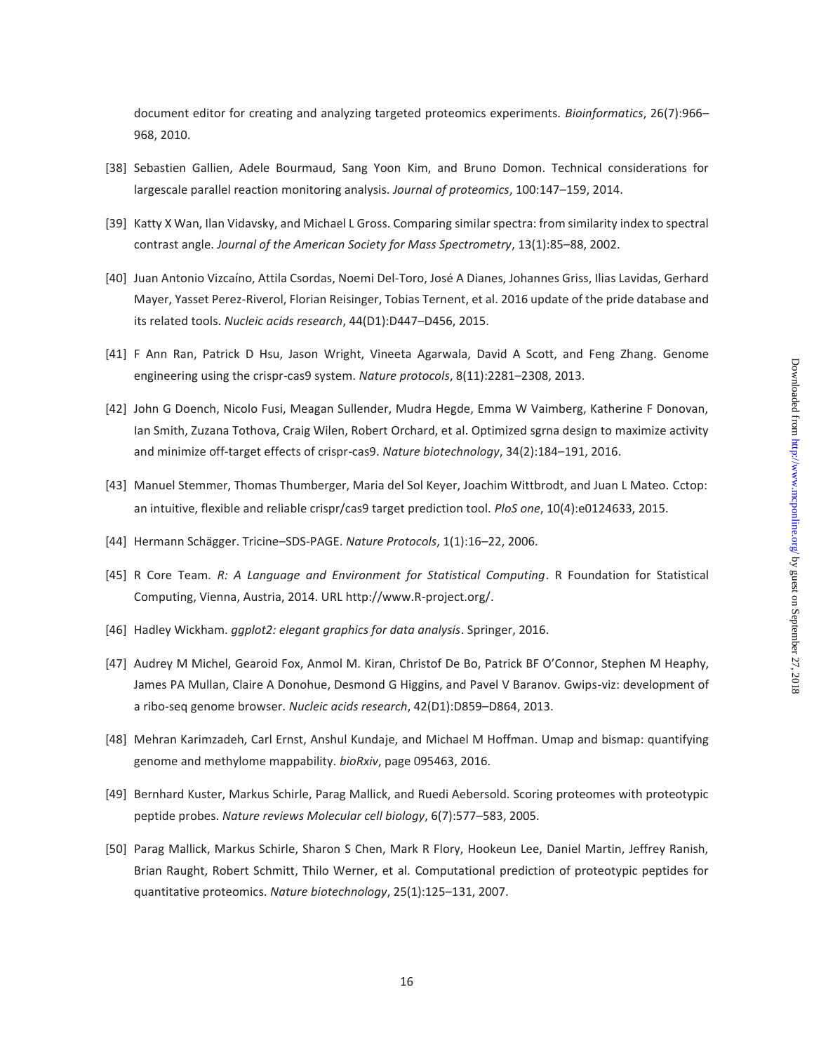document editor for creating and analyzing targeted proteomics experiments. *Bioinformatics*, 26(7):966–968, 2010.

[38] Sebastien Gallien, Adele Bourmaud, Sang Yoon Kim, and Bruno Domon. Technical considerations for largescale parallel reaction monitoring analysis. *Journal of proteomics*, 100:147–159, 2014.

[39] Katty X Wan, Ilan Vidavsky, and Michael L Gross. Comparing similar spectra: from similarity index to spectral contrast angle. *Journal of the American Society for Mass Spectrometry*, 13(1):85–88, 2002.

[40] Juan Antonio Vizcaíno, Attila Csordas, Noemi Del-Toro, José A Dianes, Johannes Griss, Ilias Lavidas, Gerhard Mayer, Yasset Perez-Riverol, Florian Reisinger, Tobias Ternent, et al. 2016 update of the pride database and its related tools. *Nucleic acids research*, 44(D1):D447–D456, 2015.

[41] F Ann Ran, Patrick D Hsu, Jason Wright, Vineeta Agarwala, David A Scott, and Feng Zhang. Genome engineering using the crispr-cas9 system. *Nature protocols*, 8(11):2281–2308, 2013.

[42] John G Doench, Nicolo Fusi, Meagan Sullender, Mudra Hegde, Emma W Vaimberg, Katherine F Donovan, Ian Smith, Zuzana Tothova, Craig Wilen, Robert Orchard, et al. Optimized sgrna design to maximize activity and minimize off-target effects of crispr-cas9. *Nature biotechnology*, 34(2):184–191, 2016.

[43] Manuel Stemmer, Thomas Thumberger, Maria del Sol Keyer, Joachim Wittbrodt, and Juan L Mateo. Cctop: an intuitive, flexible and reliable crispr/cas9 target prediction tool. *PloS one*, 10(4):e0124633, 2015.

[44] Hermann Schägger. Tricine–SDS-PAGE. *Nature Protocols*, 1(1):16–22, 2006.

[45] R Core Team. *R: A Language and Environment for Statistical Computing*. R Foundation for Statistical Computing, Vienna, Austria, 2014. URL http://www.R-project.org/.

[46] Hadley Wickham. *ggplot2: elegant graphics for data analysis*. Springer, 2016.

[47] Audrey M Michel, Gearoid Fox, Anmol M. Kiran, Christof De Bo, Patrick BF O'Connor, Stephen M Heaphy, James PA Mullan, Claire A Donohue, Desmond G Higgins, and Pavel V Baranov. Gwips-viz: development of a ribo-seq genome browser. *Nucleic acids research*, 42(D1):D859–D864, 2013.

[48] Mehran Karimzadeh, Carl Ernst, Anshul Kundaje, and Michael M Hoffman. Umap and bismap: quantifying genome and methylome mappability. *bioRxiv*, page 095463, 2016.

[49] Bernhard Kuster, Markus Schirle, Parag Mallick, and Ruedi Aebersold. Scoring proteomes with proteotypic peptide probes. *Nature reviews Molecular cell biology*, 6(7):577–583, 2005.

[50] Parag Mallick, Markus Schirle, Sharon S Chen, Mark R Flory, Hookeun Lee, Daniel Martin, Jeffrey Ranish, Brian Raught, Robert Schmitt, Thilo Werner, et al. Computational prediction of proteotypic peptides for quantitative proteomics. *Nature biotechnology*, 25(1):125–131, 2007.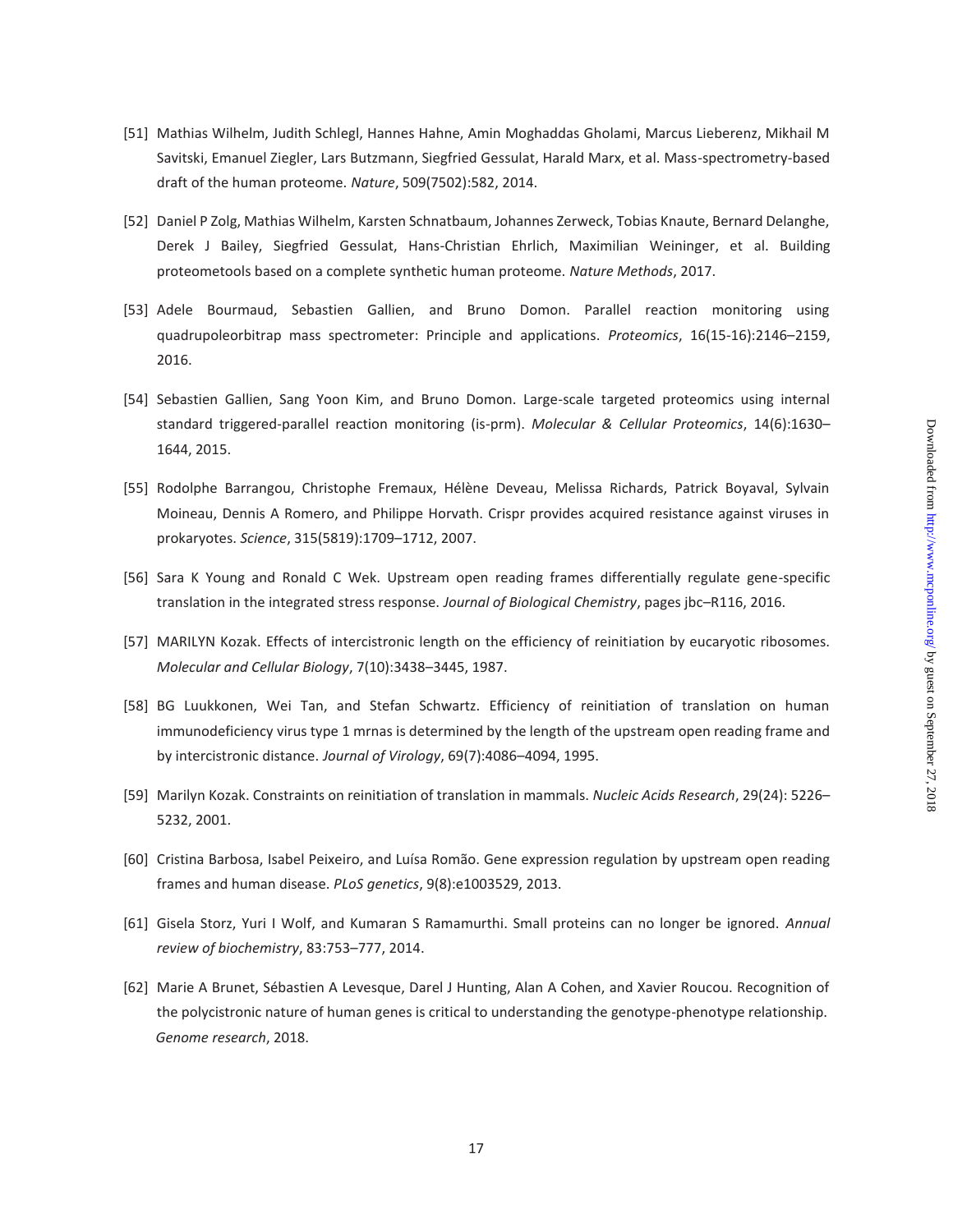[51] Mathias Wilhelm, Judith Schlegl, Hannes Hahne, Amin Moghaddas Gholami, Marcus Lieberenz, Mikhail M Savitski, Emanuel Ziegler, Lars Butzmann, Siegfried Gessulat, Harald Marx, et al. Mass-spectrometry-based draft of the human proteome. *Nature*, 509(7502):582, 2014.

[52] Daniel P Zolg, Mathias Wilhelm, Karsten Schnatbaum, Johannes Zerweck, Tobias Knaute, Bernard Delanghe, Derek J Bailey, Siegfried Gessulat, Hans-Christian Ehrlich, Maximilian Weininger, et al. Building proteometools based on a complete synthetic human proteome. *Nature Methods*, 2017.

[53] Adele Bourmaud, Sebastien Gallien, and Bruno Domon. Parallel reaction monitoring using quadrupoleorbitrap mass spectrometer: Principle and applications. *Proteomics*, 16(15-16):2146–2159, 2016.

[54] Sebastien Gallien, Sang Yoon Kim, and Bruno Domon. Large-scale targeted proteomics using internal standard triggered-parallel reaction monitoring (is-prm). *Molecular & Cellular Proteomics*, 14(6):1630–1644, 2015.

[55] Rodolphe Barrangou, Christophe Fremaux, Hélène Deveau, Melissa Richards, Patrick Boyaval, Sylvain Moineau, Dennis A Romero, and Philippe Horvath. Crispr provides acquired resistance against viruses in prokaryotes. *Science*, 315(5819):1709–1712, 2007.

[56] Sara K Young and Ronald C Wek. Upstream open reading frames differentially regulate gene-specific translation in the integrated stress response. *Journal of Biological Chemistry*, pages jbc–R116, 2016.

[57] MARILYN Kozak. Effects of intercistronic length on the efficiency of reinitiation by eucaryotic ribosomes. *Molecular and Cellular Biology*, 7(10):3438–3445, 1987.

[58] BG Luukkonen, Wei Tan, and Stefan Schwartz. Efficiency of reinitiation of translation on human immunodeficiency virus type 1 mrnas is determined by the length of the upstream open reading frame and by intercistronic distance. *Journal of Virology*, 69(7):4086–4094, 1995.

[59] Marilyn Kozak. Constraints on reinitiation of translation in mammals. *Nucleic Acids Research*, 29(24): 5226–5232, 2001.

[60] Cristina Barbosa, Isabel Peixeiro, and Luísa Romão. Gene expression regulation by upstream open reading frames and human disease. *PLoS genetics*, 9(8):e1003529, 2013.

[61] Gisela Storz, Yuri I Wolf, and Kumaran S Ramamurthi. Small proteins can no longer be ignored. *Annual review of biochemistry*, 83:753–777, 2014.

[62] Marie A Brunet, Sébastien A Levesque, Darel J Hunting, Alan A Cohen, and Xavier Roucou. Recognition of the polycistronic nature of human genes is critical to understanding the genotype-phenotype relationship. *Genome research*, 2018.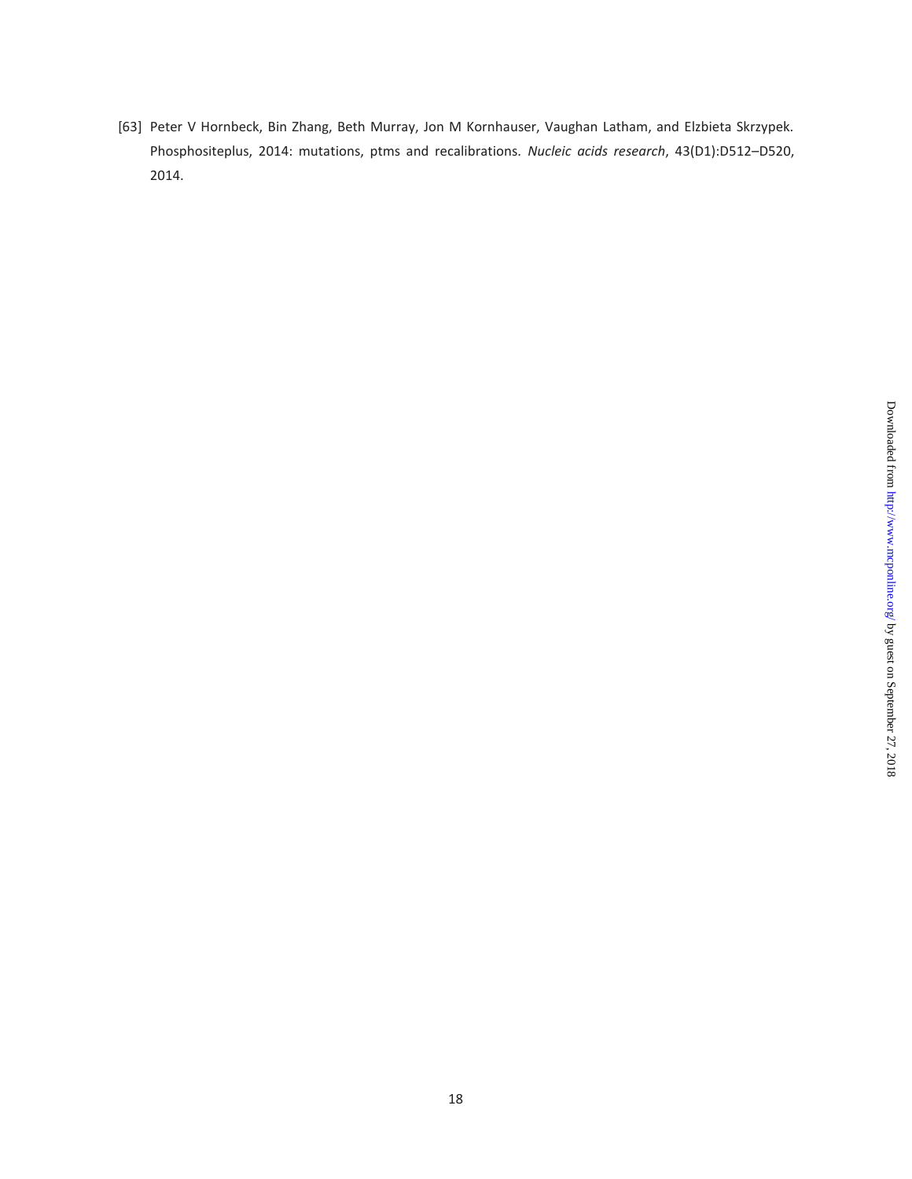[63] Peter V Hornbeck, Bin Zhang, Beth Murray, Jon M Kornhauser, Vaughan Latham, and Elzbieta Skrzypek. Phosphositeplus, 2014: mutations, ptms and recalibrations. *Nucleic acids research*, 43(D1):D512–D520, 2014.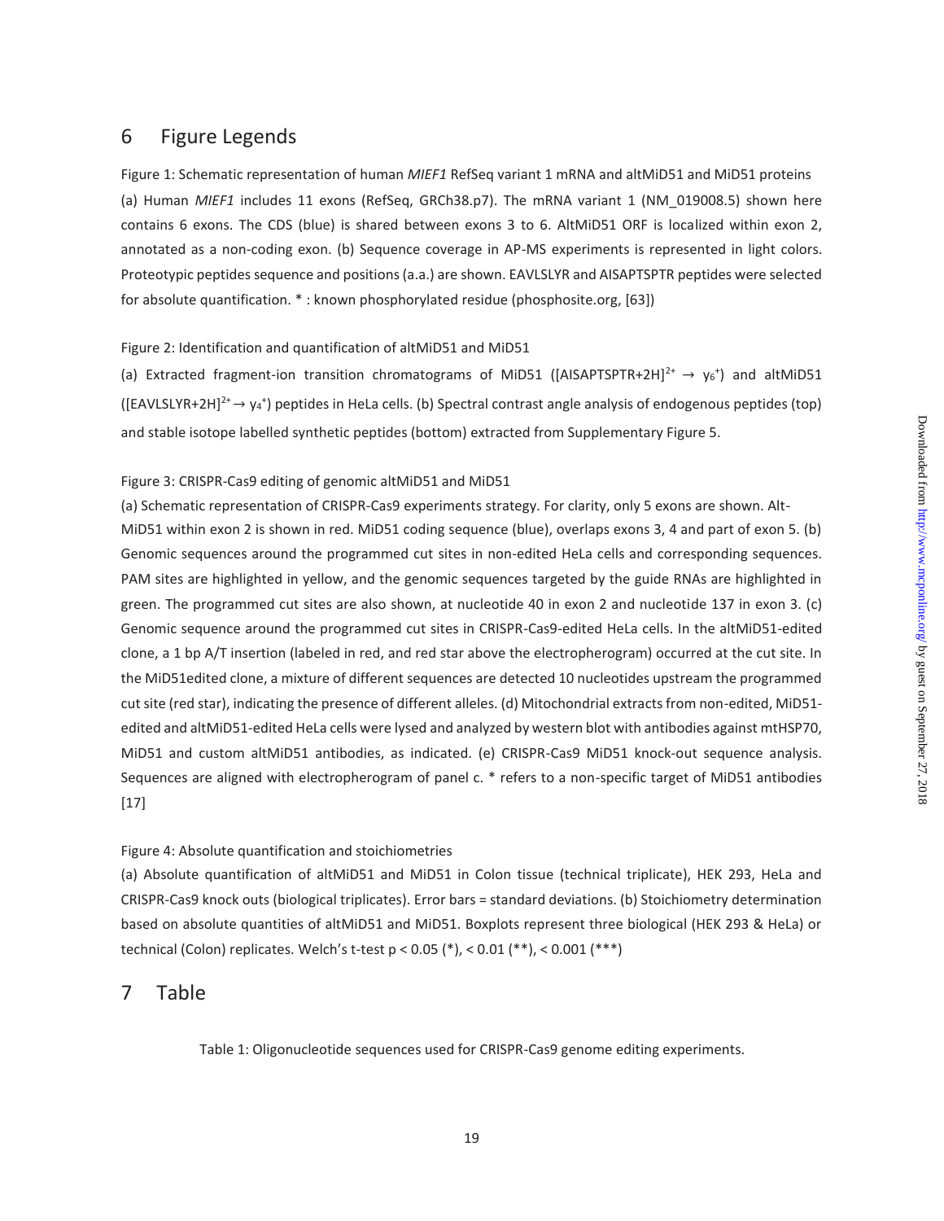## 6 Figure Legends

Figure 1: Schematic representation of human *MIEF1* RefSeq variant 1 mRNA and altMiD51 and MiD51 proteins
(a) Human *MIEF1* includes 11 exons (RefSeq, GRCh38.p7). The mRNA variant 1 (NM_019008.5) shown here contains 6 exons. The CDS (blue) is shared between exons 3 to 6. AltMiD51 ORF is localized within exon 2, annotated as a non-coding exon. (b) Sequence coverage in AP-MS experiments is represented in light colors. Proteotypic peptides sequence and positions (a.a.) are shown. EAVLSLYR and AISAPTSPTR peptides were selected for absolute quantification. * : known phosphorylated residue (phosphosite.org, [63])

Figure 2: Identification and quantification of altMiD51 and MiD51
(a) Extracted fragment-ion transition chromatograms of MiD51 ($[AISAPTSPTR+2H]^{2+} \rightarrow y_6^+$) and altMiD51 ($[EAVLSLYR+2H]^{2+} \rightarrow y_4^+$) peptides in HeLa cells. (b) Spectral contrast angle analysis of endogenous peptides (top) and stable isotope labelled synthetic peptides (bottom) extracted from Supplementary Figure 5.

Figure 3: CRISPR-Cas9 editing of genomic altMiD51 and MiD51
(a) Schematic representation of CRISPR-Cas9 experiments strategy. For clarity, only 5 exons are shown. Alt-MiD51 within exon 2 is shown in red. MiD51 coding sequence (blue), overlaps exons 3, 4 and part of exon 5. (b) Genomic sequences around the programmed cut sites in non-edited HeLa cells and corresponding sequences. PAM sites are highlighted in yellow, and the genomic sequences targeted by the guide RNAs are highlighted in green. The programmed cut sites are also shown, at nucleotide 40 in exon 2 and nucleotide 137 in exon 3. (c) Genomic sequence around the programmed cut sites in CRISPR-Cas9-edited HeLa cells. In the altMiD51-edited clone, a 1 bp A/T insertion (labeled in red, and red star above the electropherogram) occurred at the cut site. In the MiD51edited clone, a mixture of different sequences are detected 10 nucleotides upstream the programmed cut site (red star), indicating the presence of different alleles. (d) Mitochondrial extracts from non-edited, MiD51-edited and altMiD51-edited HeLa cells were lysed and analyzed by western blot with antibodies against mtHSP70, MiD51 and custom altMiD51 antibodies, as indicated. (e) CRISPR-Cas9 MiD51 knock-out sequence analysis. Sequences are aligned with electropherogram of panel c. * refers to a non-specific target of MiD51 antibodies [17]

Figure 4: Absolute quantification and stoichiometries
(a) Absolute quantification of altMiD51 and MiD51 in Colon tissue (technical triplicate), HEK 293, HeLa and CRISPR-Cas9 knock outs (biological triplicates). Error bars = standard deviations. (b) Stoichiometry determination based on absolute quantities of altMiD51 and MiD51. Boxplots represent three biological (HEK 293 & HeLa) or technical (Colon) replicates. Welch's t-test $p < 0.05$ (*), $< 0.01$ (**), $< 0.001$ (***)

## 7 Table

Table 1: Oligonucleotide sequences used for CRISPR-Cas9 genome editing experiments.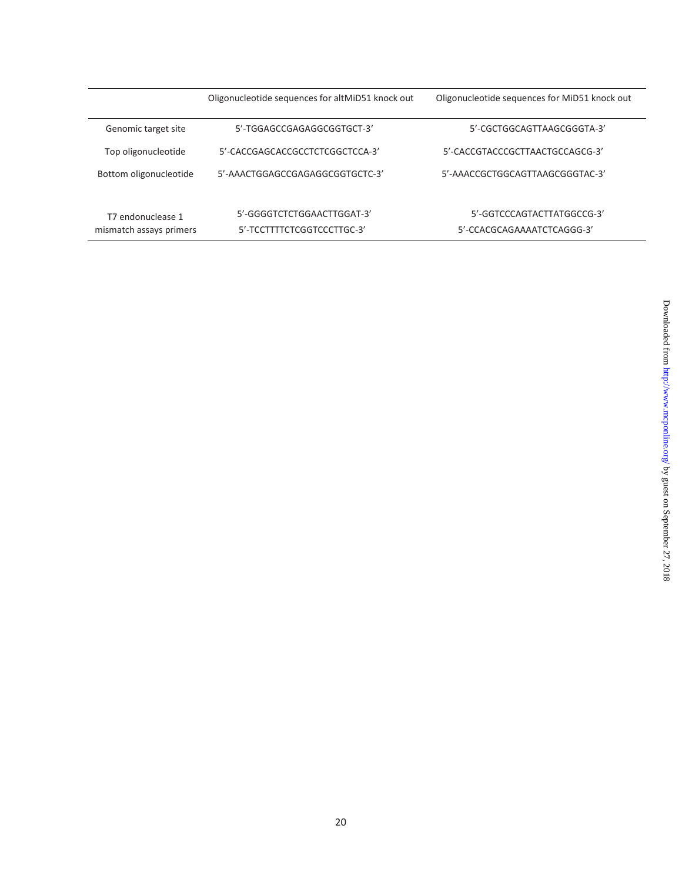| | Oligonucleotide sequences for altMiD51 knock out | Oligonucleotide sequences for MiD51 knock out |
|---|---|---|
| Genomic target site | 5′-TGGAGCCGAGAGGCGGTGCT-3′ | 5′-CGCTGGCAGTTAAGCGGGTA-3′ |
| Top oligonucleotide | 5′-CACCGAGCACCGCCTCTCGGCTCCA-3′ | 5′-CACCGTACCCGCTTAACTGCCAGCG-3′ |
| Bottom oligonucleotide | 5′-AAACTGGAGCCGAGAGGCGGTGCTC-3′ | 5′-AAACCGCTGGCAGTTAAGCGGGTAC-3′ |
| T7 endonuclease 1 mismatch assays primers | 5′-GGGGTCTCTGGAACTTGGAT-3′<br>5′-TCCTTTTCTCGGTCCCTTGC-3′ | 5′-GGTCCCAGTACTTATGGCCG-3′<br>5′-CCACGCAGAAAATCTCAGGG-3′ |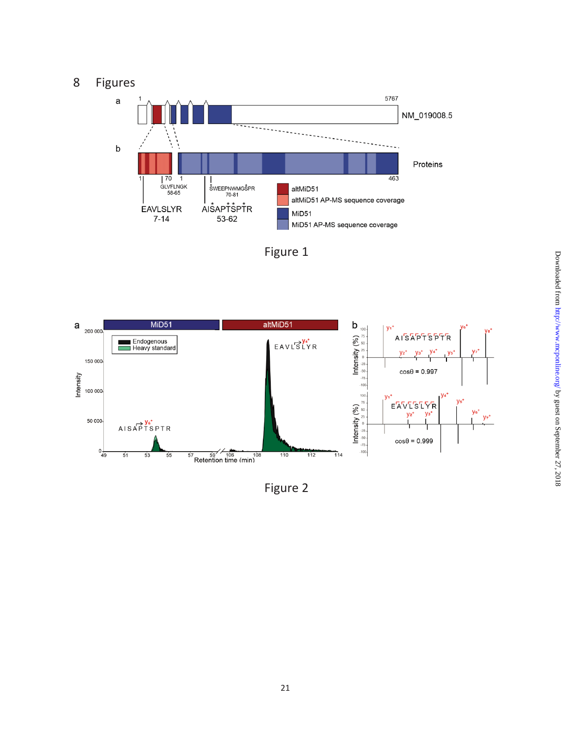# 8 Figures

a

1

5767

NM_019008.5

b

Proteins

1

70

1

463

GLVFLNGK
58-65

SWEEPNWMGSPR
70-81

EAVLSLYR
7-14

AISAPTSPTR
53-62

altMiD51

altMiD51 AP-MS sequence coverage

MiD51

MiD51 AP-MS sequence coverage

Figure 1

a

MiD51

altMiD51

Endogenous

Heavy standard

200 000

150 000

100 000

50 000

0

Intensity

AISAPTSPTR

EAVLSLYR

49 51 53 55 57 59 106 108 110 112 114

Retention time (min)

b

AISAPTSPTR

cosθ = 0.997

EAVLSLYR

cosθ = 0.999

Intensity (%)

Figure 2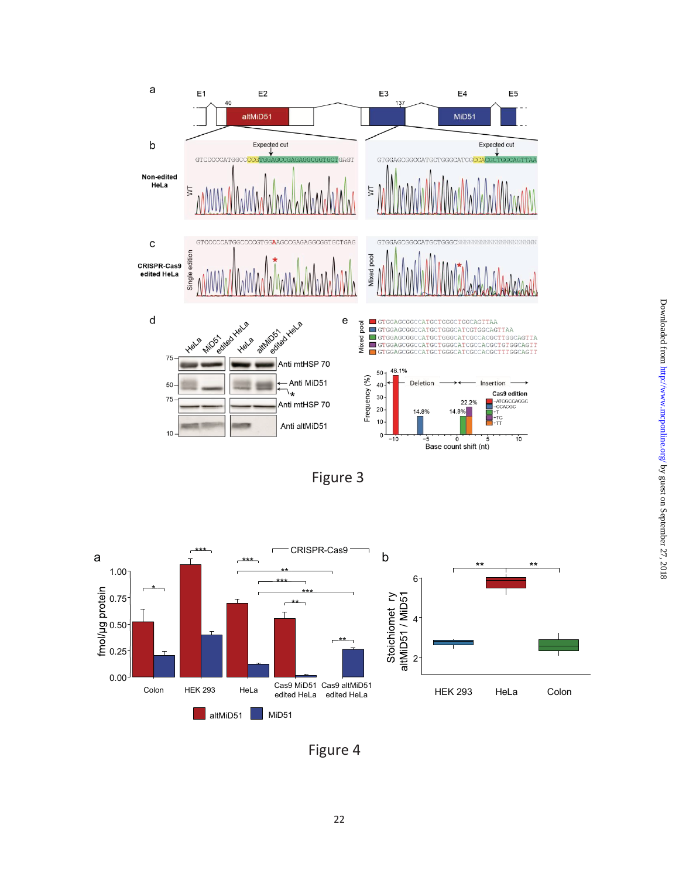a

E1 E2 E3 E4 E5

40 137

altMiD51 MiD51

b

Expected cut

GTCCCCCATGGCCCGTGGAGCCGAGAGGCGGTGCTGAGT

Expected cut

GTGGAGCGGCCATGCTGGGCATCGCCACGCTGGCAGTTAA

Non-edited HeLa

WT

WT

c

GTCCCCCATGGCCCGTGGAAGCCGAGAGGCGGTGCTGAG

GTGGAGCGGCCATGCTGGGCNNNNNNNNNNNNNNNNNNNN

CRISPR-Cas9 edited HeLa

Single edition

Mixed pool

d

HeLa MiD51 edited HeLa HeLa altMiD51 edited HeLa

75

50

75

10

Anti mtHSP 70

Anti MiD51

*

Anti mtHSP 70

Anti altMiD51

e

Mixed pool

GTGGAGCGGCCATGCTGGGCTGGCAGTTAA
GTGGAGCGGCCATGCTGGGCATCGTGGCAGTTAA
GTGGAGCGGCCATGCTGGGCATCGCCACGCTTGGCAGTTA
GTGGAGCGGCCATGCTGGGCATCGCCACGCTGTGGCAGTT
GTGGAGCGGCCATGCTGGGCATCGCCACGCTTTGGCAGTT

Frequency (%)

48.1%

Deletion Insertion

14.8% 14.8% 22.2%

Cas9 edition
-ATCGCCACGC
-CCACGC
+T
+TG
+TT

Base count shift (nt)

Figure 3

a

fmol/µg protein

1.00
0.75
0.50
0.25
0.00

CRISPR-Cas9

Colon HEK 293 HeLa Cas9 MiD51 edited HeLa Cas9 altMiD51 edited HeLa

altMiD51 MiD51

b

Stoichiometry altMiD51 / MiD51

6
4
2

HEK 293 HeLa Colon

Figure 4